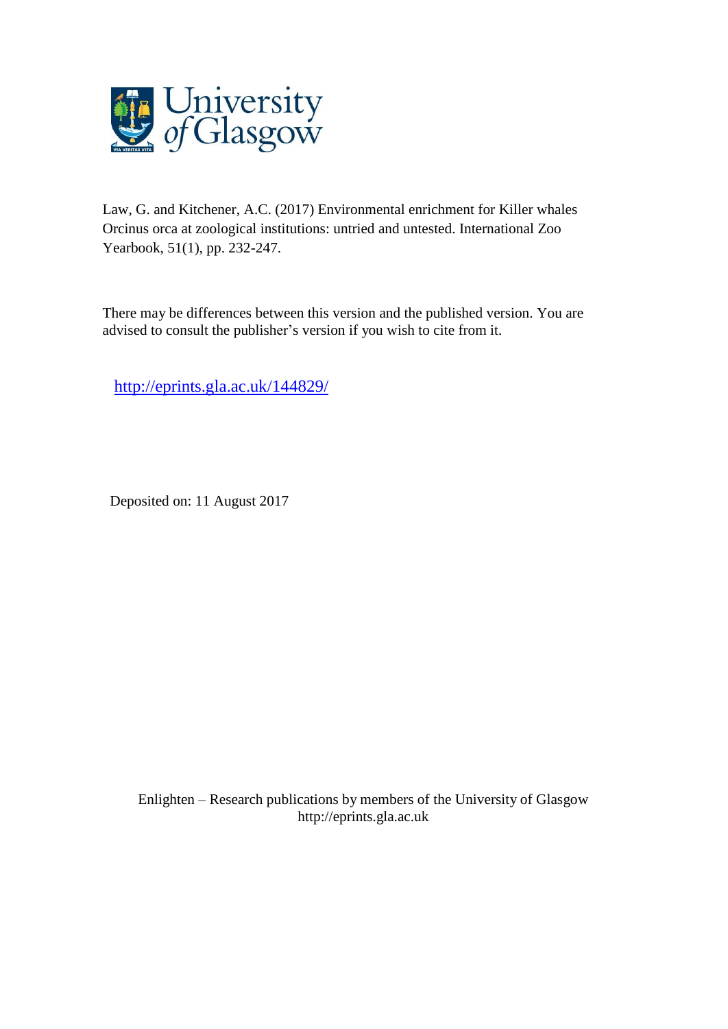University of Glasgow

Law, G. and Kitchener, A.C. (2017) Environmental enrichment for Killer whales Orcinus orca at zoological institutions: untried and untested. International Zoo Yearbook, 51(1), pp. 232-247.

There may be differences between this version and the published version. You are advised to consult the publisher's version if you wish to cite from it.

[http://eprints.gla.ac.uk/144829/](http://eprints.gla.ac.uk/144829/)

Deposited on: 11 August 2017

Enlighten – Research publications by members of the University of Glasgow
http://eprints.gla.ac.uk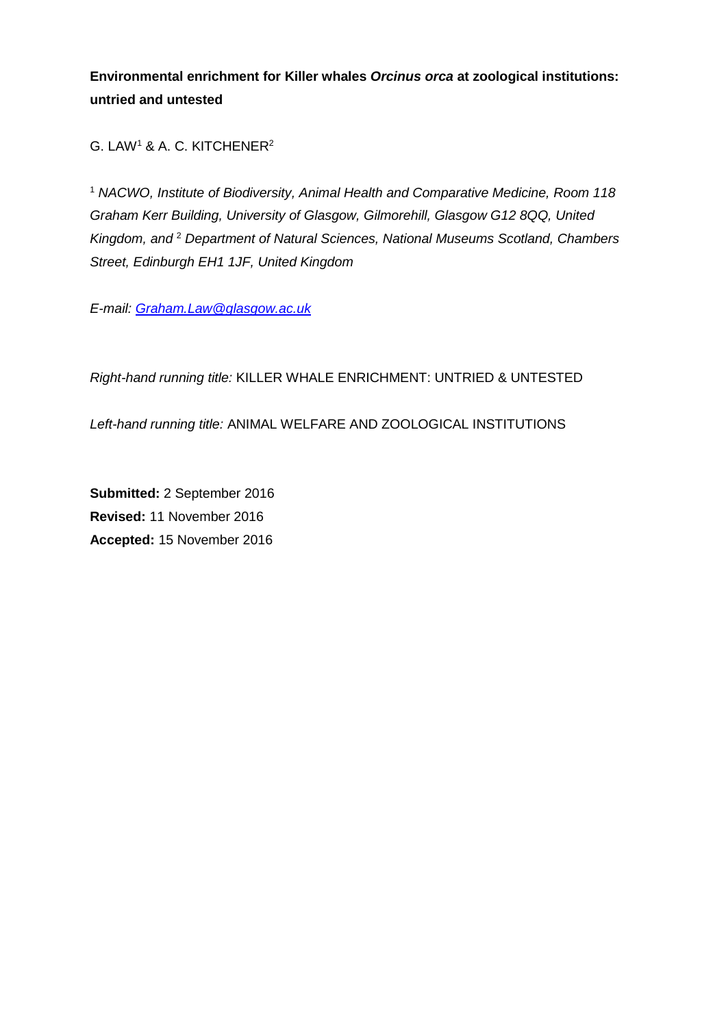**Environmental enrichment for Killer whales *Orcinus orca* at zoological institutions: untried and untested**

G. LAW[1] & A. C. KITCHENER[2]

[1] *NACWO, Institute of Biodiversity, Animal Health and Comparative Medicine, Room 118 Graham Kerr Building, University of Glasgow, Gilmorehill, Glasgow G12 8QQ, United Kingdom, and* [2] *Department of Natural Sciences, National Museums Scotland, Chambers Street, Edinburgh EH1 1JF, United Kingdom*

*E-mail: Graham.Law@glasgow.ac.uk*

*Right-hand running title:* KILLER WHALE ENRICHMENT: UNTRIED & UNTESTED

*Left-hand running title:* ANIMAL WELFARE AND ZOOLOGICAL INSTITUTIONS

**Submitted:** 2 September 2016
**Revised:** 11 November 2016
**Accepted:** 15 November 2016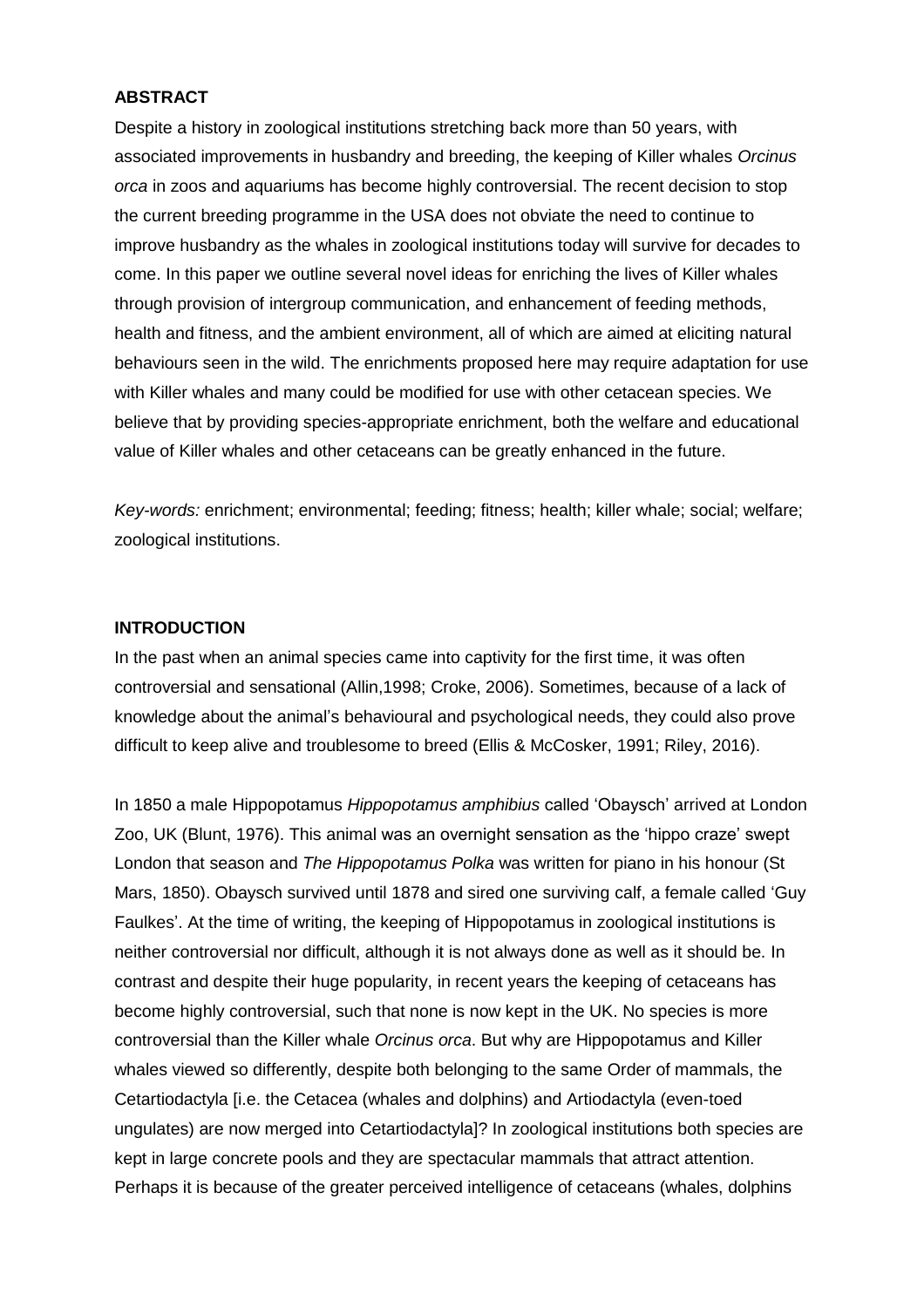## ABSTRACT

Despite a history in zoological institutions stretching back more than 50 years, with associated improvements in husbandry and breeding, the keeping of Killer whales *Orcinus orca* in zoos and aquariums has become highly controversial. The recent decision to stop the current breeding programme in the USA does not obviate the need to continue to improve husbandry as the whales in zoological institutions today will survive for decades to come. In this paper we outline several novel ideas for enriching the lives of Killer whales through provision of intergroup communication, and enhancement of feeding methods, health and fitness, and the ambient environment, all of which are aimed at eliciting natural behaviours seen in the wild. The enrichments proposed here may require adaptation for use with Killer whales and many could be modified for use with other cetacean species. We believe that by providing species-appropriate enrichment, both the welfare and educational value of Killer whales and other cetaceans can be greatly enhanced in the future.

*Key-words:* enrichment; environmental; feeding; fitness; health; killer whale; social; welfare; zoological institutions.

## INTRODUCTION

In the past when an animal species came into captivity for the first time, it was often controversial and sensational (Allin,1998; Croke, 2006). Sometimes, because of a lack of knowledge about the animal's behavioural and psychological needs, they could also prove difficult to keep alive and troublesome to breed (Ellis & McCosker, 1991; Riley, 2016).

In 1850 a male Hippopotamus *Hippopotamus amphibius* called 'Obaysch' arrived at London Zoo, UK (Blunt, 1976). This animal was an overnight sensation as the 'hippo craze' swept London that season and *The Hippopotamus Polka* was written for piano in his honour (St Mars, 1850). Obaysch survived until 1878 and sired one surviving calf, a female called 'Guy Faulkes'. At the time of writing, the keeping of Hippopotamus in zoological institutions is neither controversial nor difficult, although it is not always done as well as it should be. In contrast and despite their huge popularity, in recent years the keeping of cetaceans has become highly controversial, such that none is now kept in the UK. No species is more controversial than the Killer whale *Orcinus orca*. But why are Hippopotamus and Killer whales viewed so differently, despite both belonging to the same Order of mammals, the Cetartiodactyla [i.e. the Cetacea (whales and dolphins) and Artiodactyla (even-toed ungulates) are now merged into Cetartiodactyla]? In zoological institutions both species are kept in large concrete pools and they are spectacular mammals that attract attention. Perhaps it is because of the greater perceived intelligence of cetaceans (whales, dolphins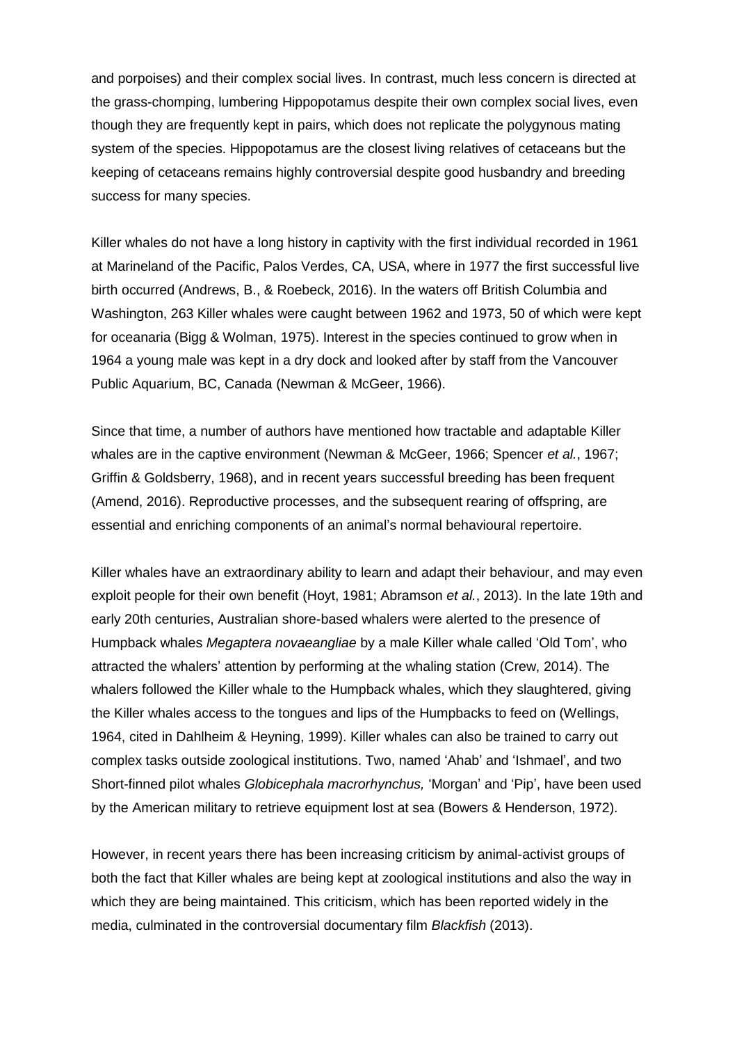and porpoises) and their complex social lives. In contrast, much less concern is directed at the grass-chomping, lumbering Hippopotamus despite their own complex social lives, even though they are frequently kept in pairs, which does not replicate the polygynous mating system of the species. Hippopotamus are the closest living relatives of cetaceans but the keeping of cetaceans remains highly controversial despite good husbandry and breeding success for many species.

Killer whales do not have a long history in captivity with the first individual recorded in 1961 at Marineland of the Pacific, Palos Verdes, CA, USA, where in 1977 the first successful live birth occurred (Andrews, B., & Roebeck, 2016). In the waters off British Columbia and Washington, 263 Killer whales were caught between 1962 and 1973, 50 of which were kept for oceanaria (Bigg & Wolman, 1975). Interest in the species continued to grow when in 1964 a young male was kept in a dry dock and looked after by staff from the Vancouver Public Aquarium, BC, Canada (Newman & McGeer, 1966).

Since that time, a number of authors have mentioned how tractable and adaptable Killer whales are in the captive environment (Newman & McGeer, 1966; Spencer *et al.*, 1967; Griffin & Goldsberry, 1968), and in recent years successful breeding has been frequent (Amend, 2016). Reproductive processes, and the subsequent rearing of offspring, are essential and enriching components of an animal's normal behavioural repertoire.

Killer whales have an extraordinary ability to learn and adapt their behaviour, and may even exploit people for their own benefit (Hoyt, 1981; Abramson *et al.*, 2013). In the late 19th and early 20th centuries, Australian shore-based whalers were alerted to the presence of Humpback whales *Megaptera novaeangliae* by a male Killer whale called 'Old Tom', who attracted the whalers' attention by performing at the whaling station (Crew, 2014). The whalers followed the Killer whale to the Humpback whales, which they slaughtered, giving the Killer whales access to the tongues and lips of the Humpbacks to feed on (Wellings, 1964, cited in Dahlheim & Heyning, 1999). Killer whales can also be trained to carry out complex tasks outside zoological institutions. Two, named 'Ahab' and 'Ishmael', and two Short-finned pilot whales *Globicephala macrorhynchus,* 'Morgan' and 'Pip', have been used by the American military to retrieve equipment lost at sea (Bowers & Henderson, 1972).

However, in recent years there has been increasing criticism by animal-activist groups of both the fact that Killer whales are being kept at zoological institutions and also the way in which they are being maintained. This criticism, which has been reported widely in the media, culminated in the controversial documentary film *Blackfish* (2013).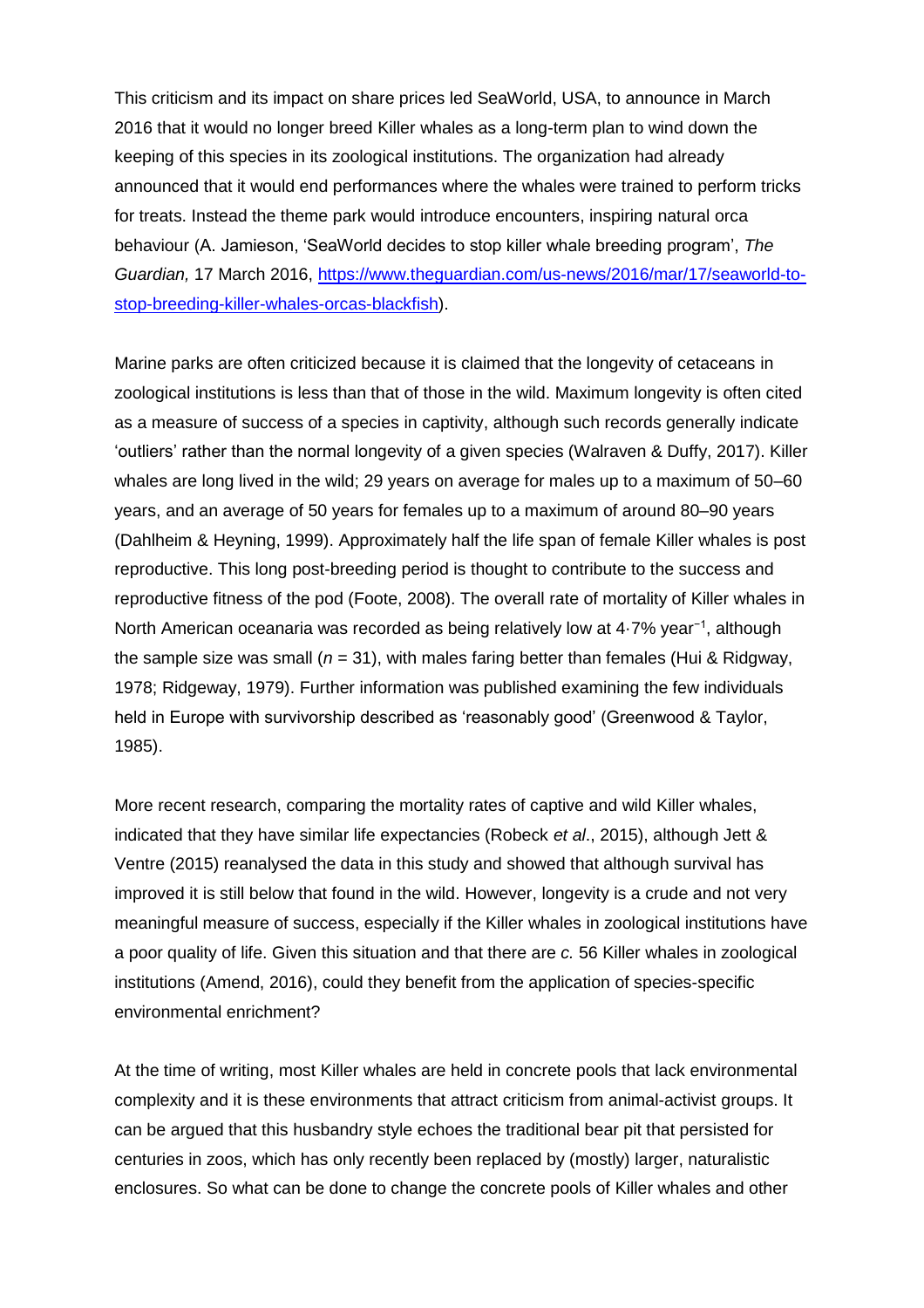This criticism and its impact on share prices led SeaWorld, USA, to announce in March 2016 that it would no longer breed Killer whales as a long-term plan to wind down the keeping of this species in its zoological institutions. The organization had already announced that it would end performances where the whales were trained to perform tricks for treats. Instead the theme park would introduce encounters, inspiring natural orca behaviour (A. Jamieson, 'SeaWorld decides to stop killer whale breeding program', *The Guardian,* 17 March 2016, https://www.theguardian.com/us-news/2016/mar/17/seaworld-to-stop-breeding-killer-whales-orcas-blackfish).

Marine parks are often criticized because it is claimed that the longevity of cetaceans in zoological institutions is less than that of those in the wild. Maximum longevity is often cited as a measure of success of a species in captivity, although such records generally indicate 'outliers' rather than the normal longevity of a given species (Walraven & Duffy, 2017). Killer whales are long lived in the wild; 29 years on average for males up to a maximum of 50–60 years, and an average of 50 years for females up to a maximum of around 80–90 years (Dahlheim & Heyning, 1999). Approximately half the life span of female Killer whales is post reproductive. This long post-breeding period is thought to contribute to the success and reproductive fitness of the pod (Foote, 2008). The overall rate of mortality of Killer whales in North American oceanaria was recorded as being relatively low at 4·7% $year^{-1}$, although the sample size was small ($n$ = 31), with males faring better than females (Hui & Ridgway, 1978; Ridgeway, 1979). Further information was published examining the few individuals held in Europe with survivorship described as 'reasonably good' (Greenwood & Taylor, 1985).

More recent research, comparing the mortality rates of captive and wild Killer whales, indicated that they have similar life expectancies (Robeck *et al*., 2015), although Jett & Ventre (2015) reanalysed the data in this study and showed that although survival has improved it is still below that found in the wild. However, longevity is a crude and not very meaningful measure of success, especially if the Killer whales in zoological institutions have a poor quality of life. Given this situation and that there are *c.* 56 Killer whales in zoological institutions (Amend, 2016), could they benefit from the application of species-specific environmental enrichment?

At the time of writing, most Killer whales are held in concrete pools that lack environmental complexity and it is these environments that attract criticism from animal-activist groups. It can be argued that this husbandry style echoes the traditional bear pit that persisted for centuries in zoos, which has only recently been replaced by (mostly) larger, naturalistic enclosures. So what can be done to change the concrete pools of Killer whales and other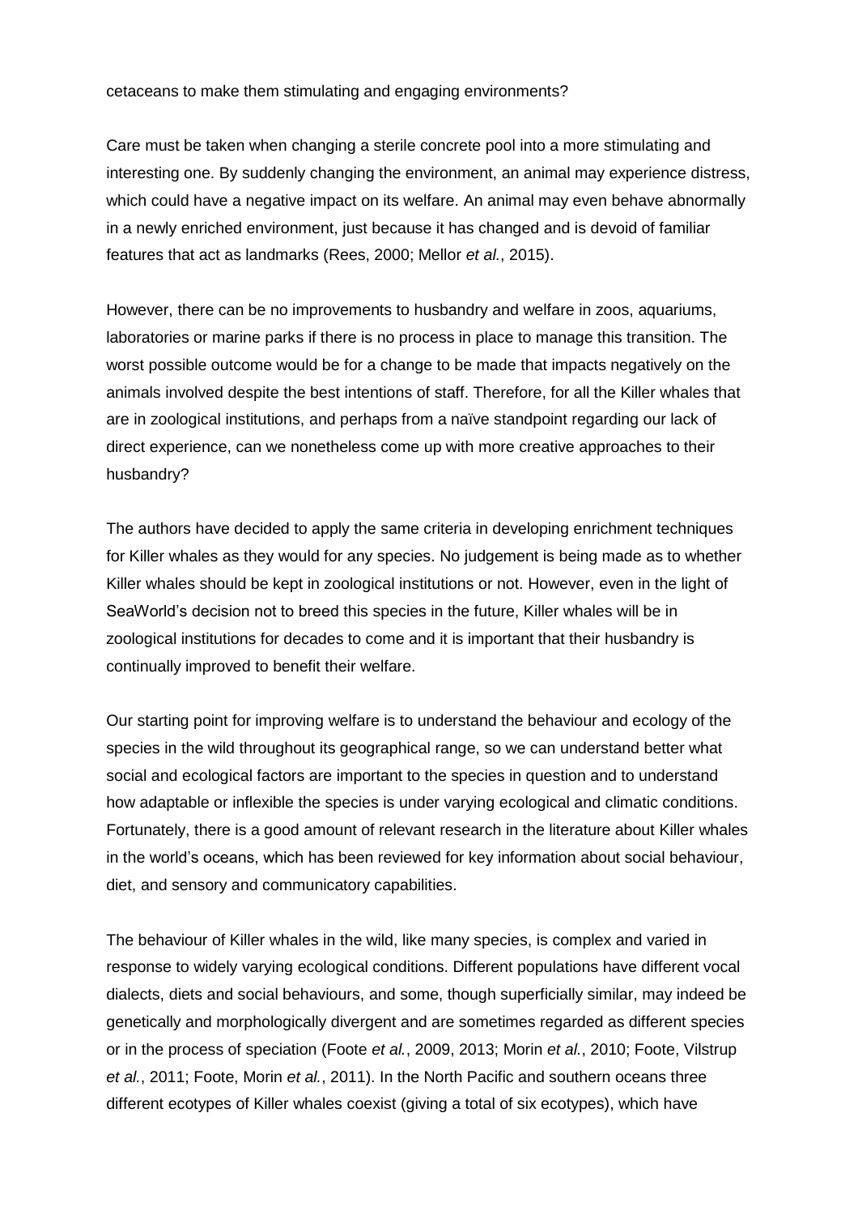cetaceans to make them stimulating and engaging environments?

Care must be taken when changing a sterile concrete pool into a more stimulating and interesting one. By suddenly changing the environment, an animal may experience distress, which could have a negative impact on its welfare. An animal may even behave abnormally in a newly enriched environment, just because it has changed and is devoid of familiar features that act as landmarks (Rees, 2000; Mellor *et al.*, 2015).

However, there can be no improvements to husbandry and welfare in zoos, aquariums, laboratories or marine parks if there is no process in place to manage this transition. The worst possible outcome would be for a change to be made that impacts negatively on the animals involved despite the best intentions of staff. Therefore, for all the Killer whales that are in zoological institutions, and perhaps from a naïve standpoint regarding our lack of direct experience, can we nonetheless come up with more creative approaches to their husbandry?

The authors have decided to apply the same criteria in developing enrichment techniques for Killer whales as they would for any species. No judgement is being made as to whether Killer whales should be kept in zoological institutions or not. However, even in the light of SeaWorld's decision not to breed this species in the future, Killer whales will be in zoological institutions for decades to come and it is important that their husbandry is continually improved to benefit their welfare.

Our starting point for improving welfare is to understand the behaviour and ecology of the species in the wild throughout its geographical range, so we can understand better what social and ecological factors are important to the species in question and to understand how adaptable or inflexible the species is under varying ecological and climatic conditions. Fortunately, there is a good amount of relevant research in the literature about Killer whales in the world's oceans, which has been reviewed for key information about social behaviour, diet, and sensory and communicatory capabilities.

The behaviour of Killer whales in the wild, like many species, is complex and varied in response to widely varying ecological conditions. Different populations have different vocal dialects, diets and social behaviours, and some, though superficially similar, may indeed be genetically and morphologically divergent and are sometimes regarded as different species or in the process of speciation (Foote *et al.*, 2009, 2013; Morin *et al.*, 2010; Foote, Vilstrup *et al.*, 2011; Foote, Morin *et al.*, 2011). In the North Pacific and southern oceans three different ecotypes of Killer whales coexist (giving a total of six ecotypes), which have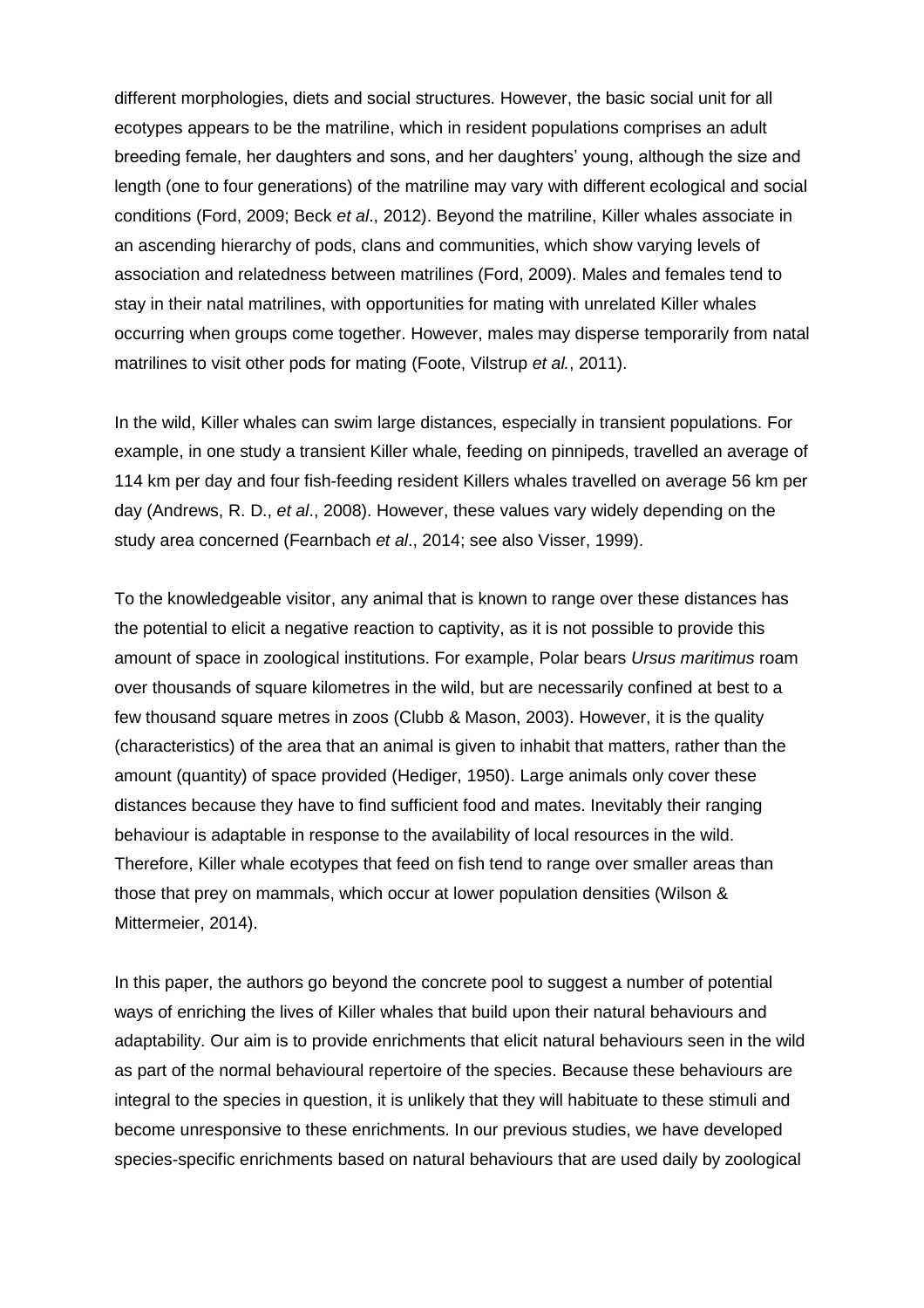different morphologies, diets and social structures. However, the basic social unit for all ecotypes appears to be the matriline, which in resident populations comprises an adult breeding female, her daughters and sons, and her daughters' young, although the size and length (one to four generations) of the matriline may vary with different ecological and social conditions (Ford, 2009; Beck *et al*., 2012). Beyond the matriline, Killer whales associate in an ascending hierarchy of pods, clans and communities, which show varying levels of association and relatedness between matrilines (Ford, 2009). Males and females tend to stay in their natal matrilines, with opportunities for mating with unrelated Killer whales occurring when groups come together. However, males may disperse temporarily from natal matrilines to visit other pods for mating (Foote, Vilstrup *et al.*, 2011).

In the wild, Killer whales can swim large distances, especially in transient populations. For example, in one study a transient Killer whale, feeding on pinnipeds, travelled an average of 114 km per day and four fish-feeding resident Killers whales travelled on average 56 km per day (Andrews, R. D., *et al*., 2008). However, these values vary widely depending on the study area concerned (Fearnbach *et al*., 2014; see also Visser, 1999).

To the knowledgeable visitor, any animal that is known to range over these distances has the potential to elicit a negative reaction to captivity, as it is not possible to provide this amount of space in zoological institutions. For example, Polar bears *Ursus maritimus* roam over thousands of square kilometres in the wild, but are necessarily confined at best to a few thousand square metres in zoos (Clubb & Mason, 2003). However, it is the quality (characteristics) of the area that an animal is given to inhabit that matters, rather than the amount (quantity) of space provided (Hediger, 1950). Large animals only cover these distances because they have to find sufficient food and mates. Inevitably their ranging behaviour is adaptable in response to the availability of local resources in the wild. Therefore, Killer whale ecotypes that feed on fish tend to range over smaller areas than those that prey on mammals, which occur at lower population densities (Wilson & Mittermeier, 2014).

In this paper, the authors go beyond the concrete pool to suggest a number of potential ways of enriching the lives of Killer whales that build upon their natural behaviours and adaptability. Our aim is to provide enrichments that elicit natural behaviours seen in the wild as part of the normal behavioural repertoire of the species. Because these behaviours are integral to the species in question, it is unlikely that they will habituate to these stimuli and become unresponsive to these enrichments. In our previous studies, we have developed species-specific enrichments based on natural behaviours that are used daily by zoological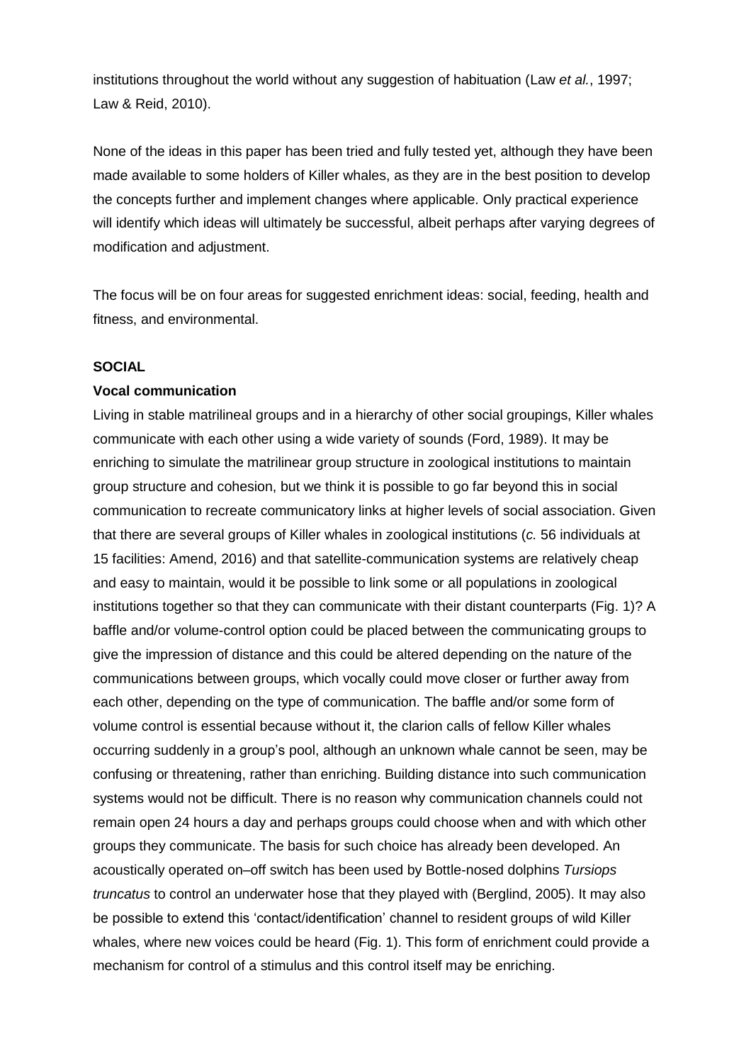institutions throughout the world without any suggestion of habituation (Law *et al.*, 1997; Law & Reid, 2010).

None of the ideas in this paper has been tried and fully tested yet, although they have been made available to some holders of Killer whales, as they are in the best position to develop the concepts further and implement changes where applicable. Only practical experience will identify which ideas will ultimately be successful, albeit perhaps after varying degrees of modification and adjustment.

The focus will be on four areas for suggested enrichment ideas: social, feeding, health and fitness, and environmental.

## SOCIAL

### Vocal communication

Living in stable matrilineal groups and in a hierarchy of other social groupings, Killer whales communicate with each other using a wide variety of sounds (Ford, 1989). It may be enriching to simulate the matrilinear group structure in zoological institutions to maintain group structure and cohesion, but we think it is possible to go far beyond this in social communication to recreate communicatory links at higher levels of social association. Given that there are several groups of Killer whales in zoological institutions (*c.* 56 individuals at 15 facilities: Amend, 2016) and that satellite-communication systems are relatively cheap and easy to maintain, would it be possible to link some or all populations in zoological institutions together so that they can communicate with their distant counterparts (Fig. 1)? A baffle and/or volume-control option could be placed between the communicating groups to give the impression of distance and this could be altered depending on the nature of the communications between groups, which vocally could move closer or further away from each other, depending on the type of communication. The baffle and/or some form of volume control is essential because without it, the clarion calls of fellow Killer whales occurring suddenly in a group's pool, although an unknown whale cannot be seen, may be confusing or threatening, rather than enriching. Building distance into such communication systems would not be difficult. There is no reason why communication channels could not remain open 24 hours a day and perhaps groups could choose when and with which other groups they communicate. The basis for such choice has already been developed. An acoustically operated on–off switch has been used by Bottle-nosed dolphins *Tursiops truncatus* to control an underwater hose that they played with (Berglind, 2005). It may also be possible to extend this 'contact/identification' channel to resident groups of wild Killer whales, where new voices could be heard (Fig. 1). This form of enrichment could provide a mechanism for control of a stimulus and this control itself may be enriching.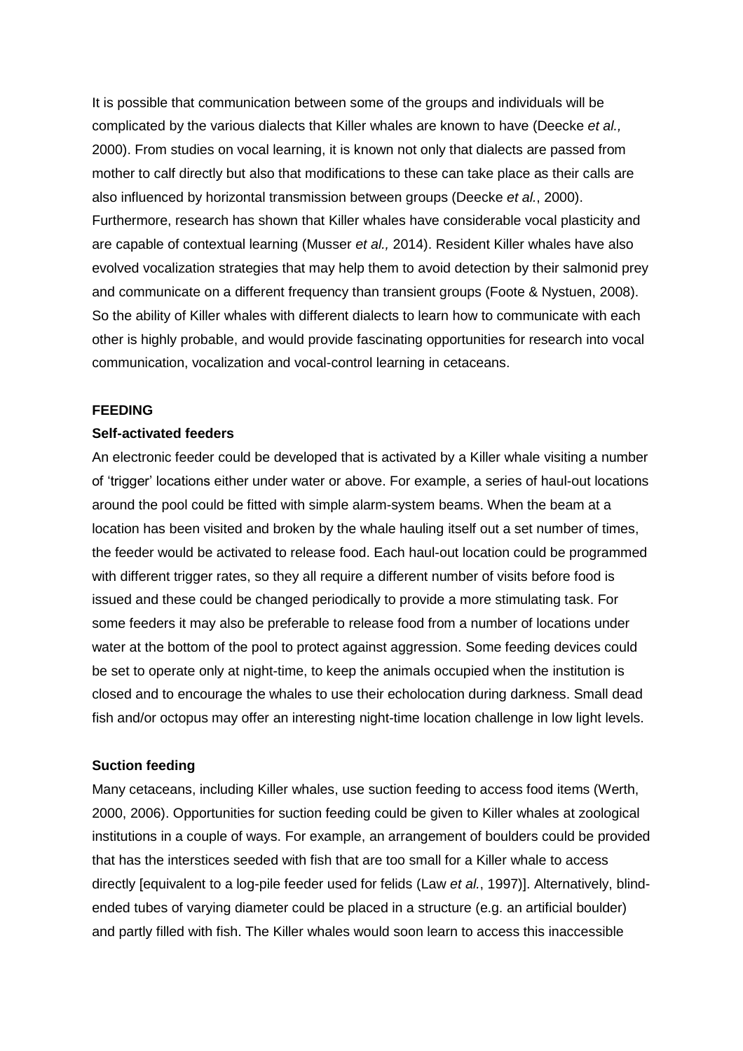It is possible that communication between some of the groups and individuals will be complicated by the various dialects that Killer whales are known to have (Deecke *et al.,* 2000). From studies on vocal learning, it is known not only that dialects are passed from mother to calf directly but also that modifications to these can take place as their calls are also influenced by horizontal transmission between groups (Deecke *et al.*, 2000). Furthermore, research has shown that Killer whales have considerable vocal plasticity and are capable of contextual learning (Musser *et al.,* 2014). Resident Killer whales have also evolved vocalization strategies that may help them to avoid detection by their salmonid prey and communicate on a different frequency than transient groups (Foote & Nystuen, 2008). So the ability of Killer whales with different dialects to learn how to communicate with each other is highly probable, and would provide fascinating opportunities for research into vocal communication, vocalization and vocal-control learning in cetaceans.

**FEEDING**

**Self-activated feeders**

An electronic feeder could be developed that is activated by a Killer whale visiting a number of 'trigger' locations either under water or above. For example, a series of haul-out locations around the pool could be fitted with simple alarm-system beams. When the beam at a location has been visited and broken by the whale hauling itself out a set number of times, the feeder would be activated to release food. Each haul-out location could be programmed with different trigger rates, so they all require a different number of visits before food is issued and these could be changed periodically to provide a more stimulating task. For some feeders it may also be preferable to release food from a number of locations under water at the bottom of the pool to protect against aggression. Some feeding devices could be set to operate only at night-time, to keep the animals occupied when the institution is closed and to encourage the whales to use their echolocation during darkness. Small dead fish and/or octopus may offer an interesting night-time location challenge in low light levels.

**Suction feeding**

Many cetaceans, including Killer whales, use suction feeding to access food items (Werth, 2000, 2006). Opportunities for suction feeding could be given to Killer whales at zoological institutions in a couple of ways. For example, an arrangement of boulders could be provided that has the interstices seeded with fish that are too small for a Killer whale to access directly [equivalent to a log-pile feeder used for felids (Law *et al.*, 1997)]. Alternatively, blind-ended tubes of varying diameter could be placed in a structure (e.g. an artificial boulder) and partly filled with fish. The Killer whales would soon learn to access this inaccessible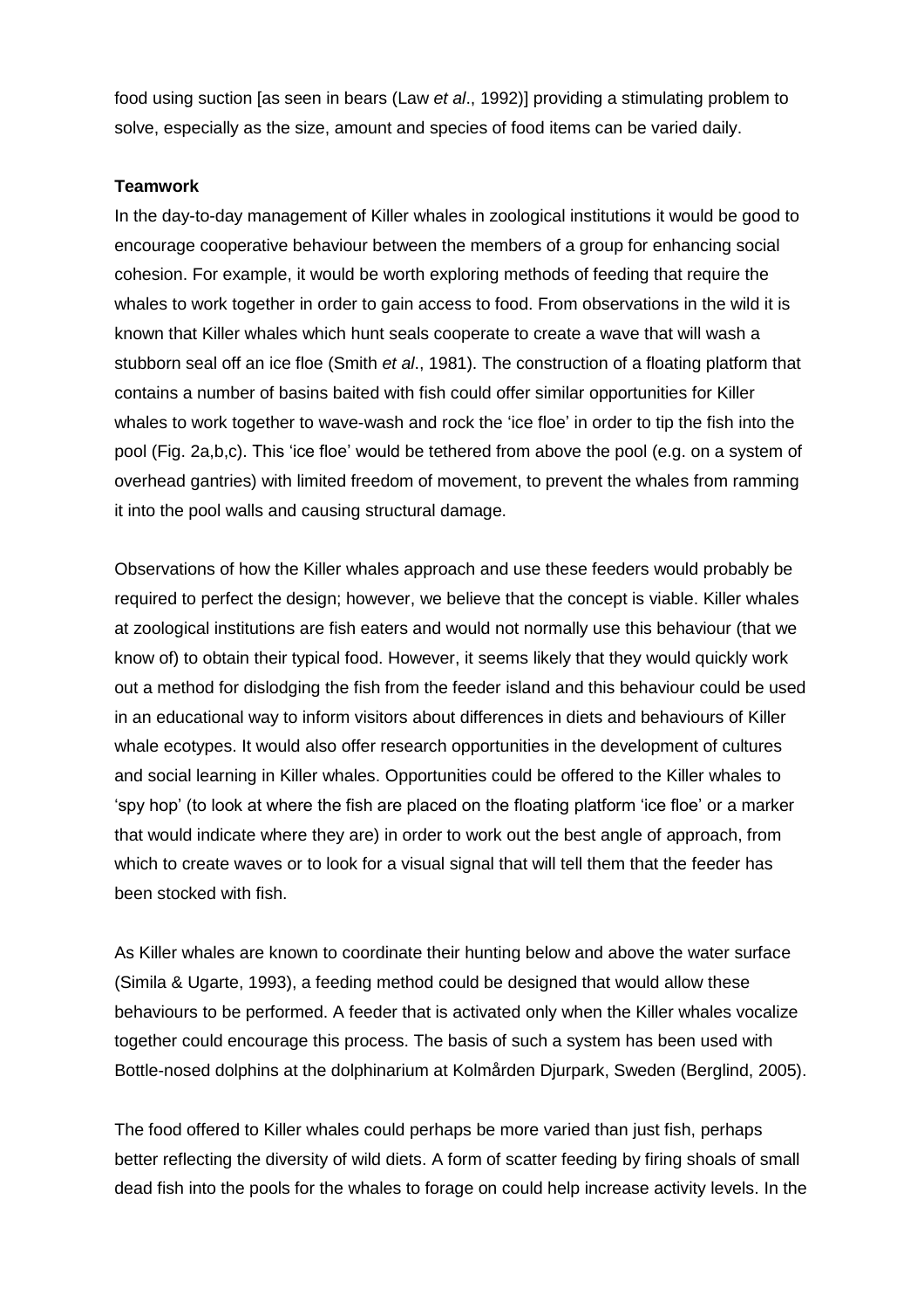food using suction [as seen in bears (Law *et al*., 1992)] providing a stimulating problem to solve, especially as the size, amount and species of food items can be varied daily.

**Teamwork**

In the day-to-day management of Killer whales in zoological institutions it would be good to encourage cooperative behaviour between the members of a group for enhancing social cohesion. For example, it would be worth exploring methods of feeding that require the whales to work together in order to gain access to food. From observations in the wild it is known that Killer whales which hunt seals cooperate to create a wave that will wash a stubborn seal off an ice floe (Smith *et al*., 1981). The construction of a floating platform that contains a number of basins baited with fish could offer similar opportunities for Killer whales to work together to wave-wash and rock the 'ice floe' in order to tip the fish into the pool (Fig. 2a,b,c). This 'ice floe' would be tethered from above the pool (e.g. on a system of overhead gantries) with limited freedom of movement, to prevent the whales from ramming it into the pool walls and causing structural damage.

Observations of how the Killer whales approach and use these feeders would probably be required to perfect the design; however, we believe that the concept is viable. Killer whales at zoological institutions are fish eaters and would not normally use this behaviour (that we know of) to obtain their typical food. However, it seems likely that they would quickly work out a method for dislodging the fish from the feeder island and this behaviour could be used in an educational way to inform visitors about differences in diets and behaviours of Killer whale ecotypes. It would also offer research opportunities in the development of cultures and social learning in Killer whales. Opportunities could be offered to the Killer whales to 'spy hop' (to look at where the fish are placed on the floating platform 'ice floe' or a marker that would indicate where they are) in order to work out the best angle of approach, from which to create waves or to look for a visual signal that will tell them that the feeder has been stocked with fish.

As Killer whales are known to coordinate their hunting below and above the water surface (Simila & Ugarte, 1993), a feeding method could be designed that would allow these behaviours to be performed. A feeder that is activated only when the Killer whales vocalize together could encourage this process. The basis of such a system has been used with Bottle-nosed dolphins at the dolphinarium at Kolmården Djurpark, Sweden (Berglind, 2005).

The food offered to Killer whales could perhaps be more varied than just fish, perhaps better reflecting the diversity of wild diets. A form of scatter feeding by firing shoals of small dead fish into the pools for the whales to forage on could help increase activity levels. In the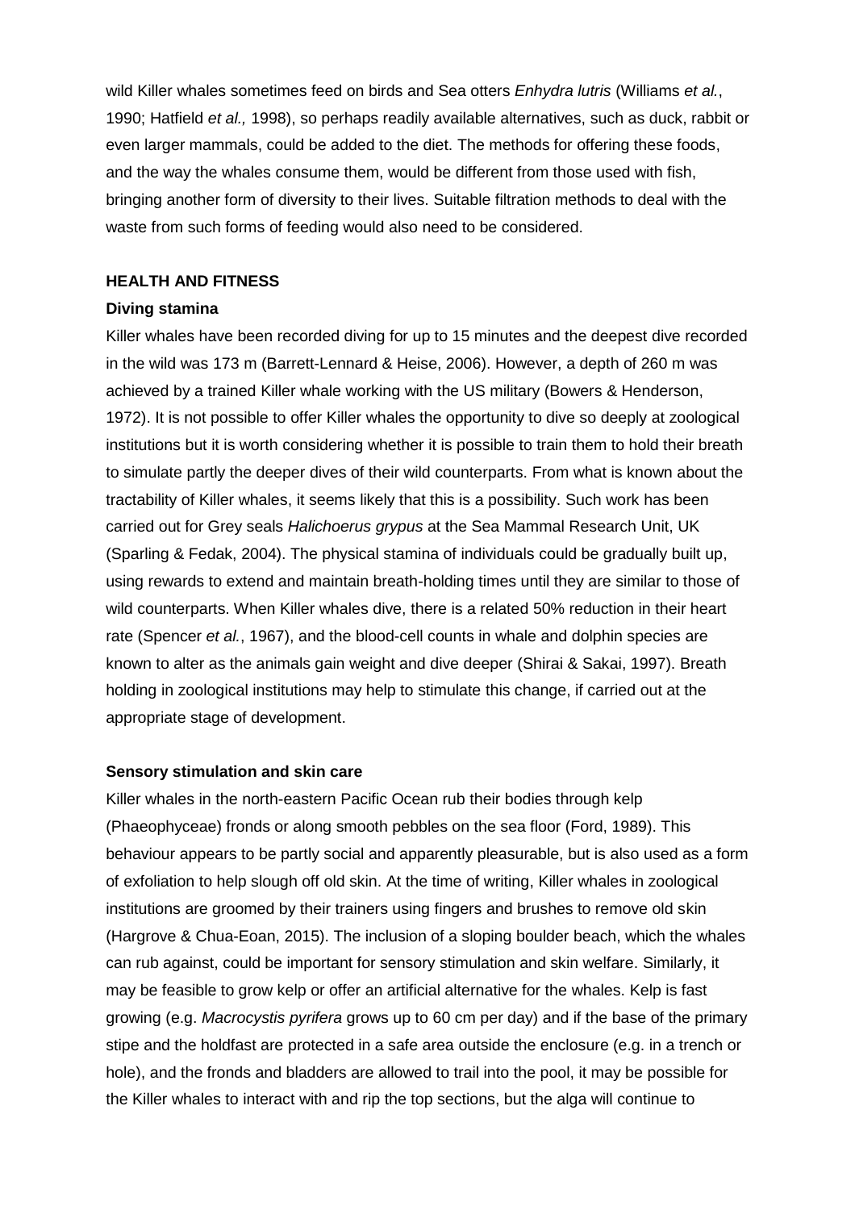wild Killer whales sometimes feed on birds and Sea otters *Enhydra lutris* (Williams *et al.*, 1990; Hatfield *et al.,* 1998), so perhaps readily available alternatives, such as duck, rabbit or even larger mammals, could be added to the diet. The methods for offering these foods, and the way the whales consume them, would be different from those used with fish, bringing another form of diversity to their lives. Suitable filtration methods to deal with the waste from such forms of feeding would also need to be considered.

## HEALTH AND FITNESS

### Diving stamina

Killer whales have been recorded diving for up to 15 minutes and the deepest dive recorded in the wild was 173 m (Barrett-Lennard & Heise, 2006). However, a depth of 260 m was achieved by a trained Killer whale working with the US military (Bowers & Henderson, 1972). It is not possible to offer Killer whales the opportunity to dive so deeply at zoological institutions but it is worth considering whether it is possible to train them to hold their breath to simulate partly the deeper dives of their wild counterparts. From what is known about the tractability of Killer whales, it seems likely that this is a possibility. Such work has been carried out for Grey seals *Halichoerus grypus* at the Sea Mammal Research Unit, UK (Sparling & Fedak, 2004). The physical stamina of individuals could be gradually built up, using rewards to extend and maintain breath-holding times until they are similar to those of wild counterparts. When Killer whales dive, there is a related 50% reduction in their heart rate (Spencer *et al.*, 1967), and the blood-cell counts in whale and dolphin species are known to alter as the animals gain weight and dive deeper (Shirai & Sakai, 1997). Breath holding in zoological institutions may help to stimulate this change, if carried out at the appropriate stage of development.

### Sensory stimulation and skin care

Killer whales in the north-eastern Pacific Ocean rub their bodies through kelp (Phaeophyceae) fronds or along smooth pebbles on the sea floor (Ford, 1989). This behaviour appears to be partly social and apparently pleasurable, but is also used as a form of exfoliation to help slough off old skin. At the time of writing, Killer whales in zoological institutions are groomed by their trainers using fingers and brushes to remove old skin (Hargrove & Chua-Eoan, 2015). The inclusion of a sloping boulder beach, which the whales can rub against, could be important for sensory stimulation and skin welfare. Similarly, it may be feasible to grow kelp or offer an artificial alternative for the whales. Kelp is fast growing (e.g. *Macrocystis pyrifera* grows up to 60 cm per day) and if the base of the primary stipe and the holdfast are protected in a safe area outside the enclosure (e.g. in a trench or hole), and the fronds and bladders are allowed to trail into the pool, it may be possible for the Killer whales to interact with and rip the top sections, but the alga will continue to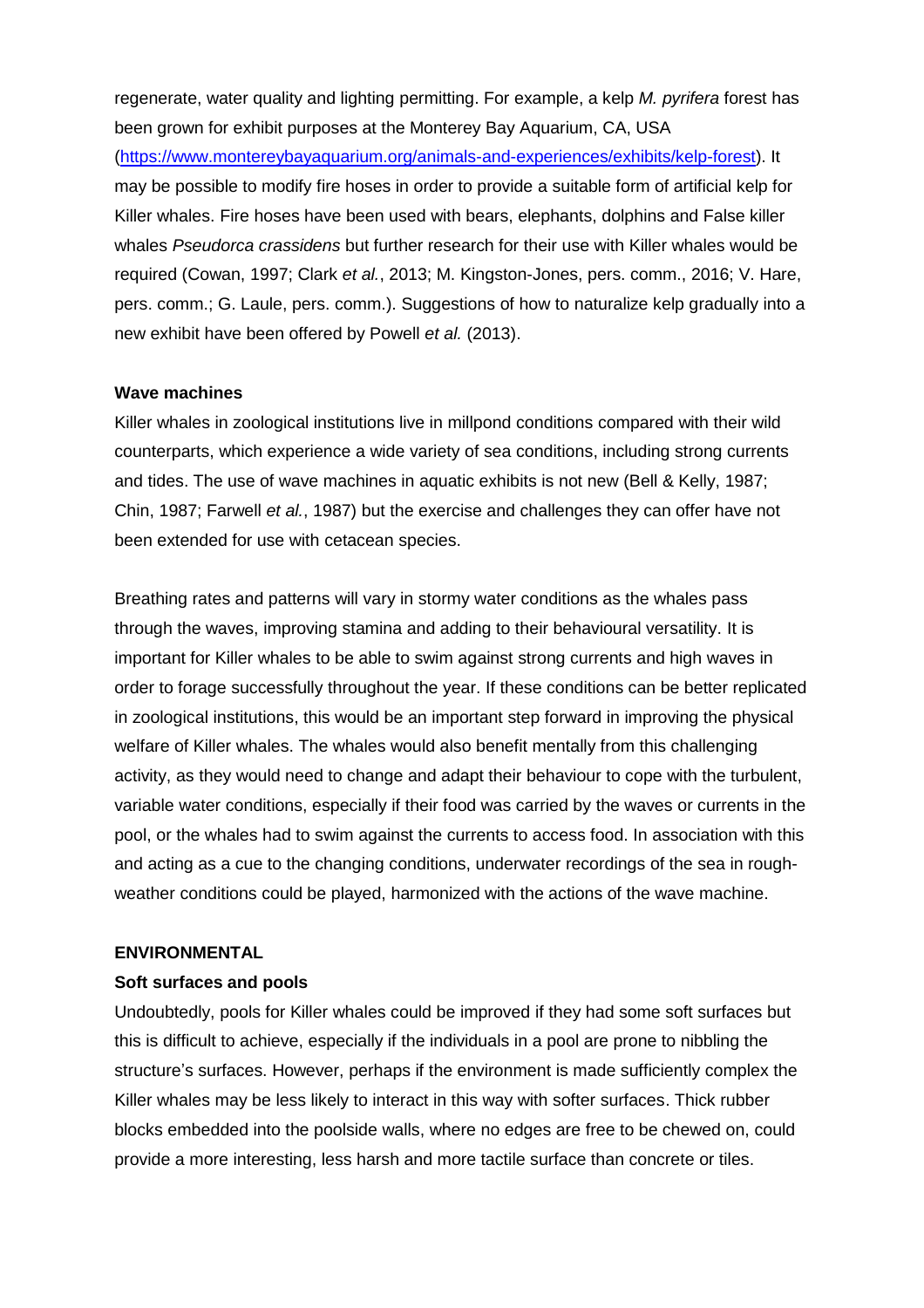regenerate, water quality and lighting permitting. For example, a kelp *M. pyrifera* forest has been grown for exhibit purposes at the Monterey Bay Aquarium, CA, USA (https://www.montereybayaquarium.org/animals-and-experiences/exhibits/kelp-forest). It may be possible to modify fire hoses in order to provide a suitable form of artificial kelp for Killer whales. Fire hoses have been used with bears, elephants, dolphins and False killer whales *Pseudorca crassidens* but further research for their use with Killer whales would be required (Cowan, 1997; Clark *et al.*, 2013; M. Kingston-Jones, pers. comm., 2016; V. Hare, pers. comm.; G. Laule, pers. comm.). Suggestions of how to naturalize kelp gradually into a new exhibit have been offered by Powell *et al.* (2013).

**Wave machines**

Killer whales in zoological institutions live in millpond conditions compared with their wild counterparts, which experience a wide variety of sea conditions, including strong currents and tides. The use of wave machines in aquatic exhibits is not new (Bell & Kelly, 1987; Chin, 1987; Farwell *et al.*, 1987) but the exercise and challenges they can offer have not been extended for use with cetacean species.

Breathing rates and patterns will vary in stormy water conditions as the whales pass through the waves, improving stamina and adding to their behavioural versatility. It is important for Killer whales to be able to swim against strong currents and high waves in order to forage successfully throughout the year. If these conditions can be better replicated in zoological institutions, this would be an important step forward in improving the physical welfare of Killer whales. The whales would also benefit mentally from this challenging activity, as they would need to change and adapt their behaviour to cope with the turbulent, variable water conditions, especially if their food was carried by the waves or currents in the pool, or the whales had to swim against the currents to access food. In association with this and acting as a cue to the changing conditions, underwater recordings of the sea in rough-weather conditions could be played, harmonized with the actions of the wave machine.

**ENVIRONMENTAL**

**Soft surfaces and pools**

Undoubtedly, pools for Killer whales could be improved if they had some soft surfaces but this is difficult to achieve, especially if the individuals in a pool are prone to nibbling the structure's surfaces. However, perhaps if the environment is made sufficiently complex the Killer whales may be less likely to interact in this way with softer surfaces. Thick rubber blocks embedded into the poolside walls, where no edges are free to be chewed on, could provide a more interesting, less harsh and more tactile surface than concrete or tiles.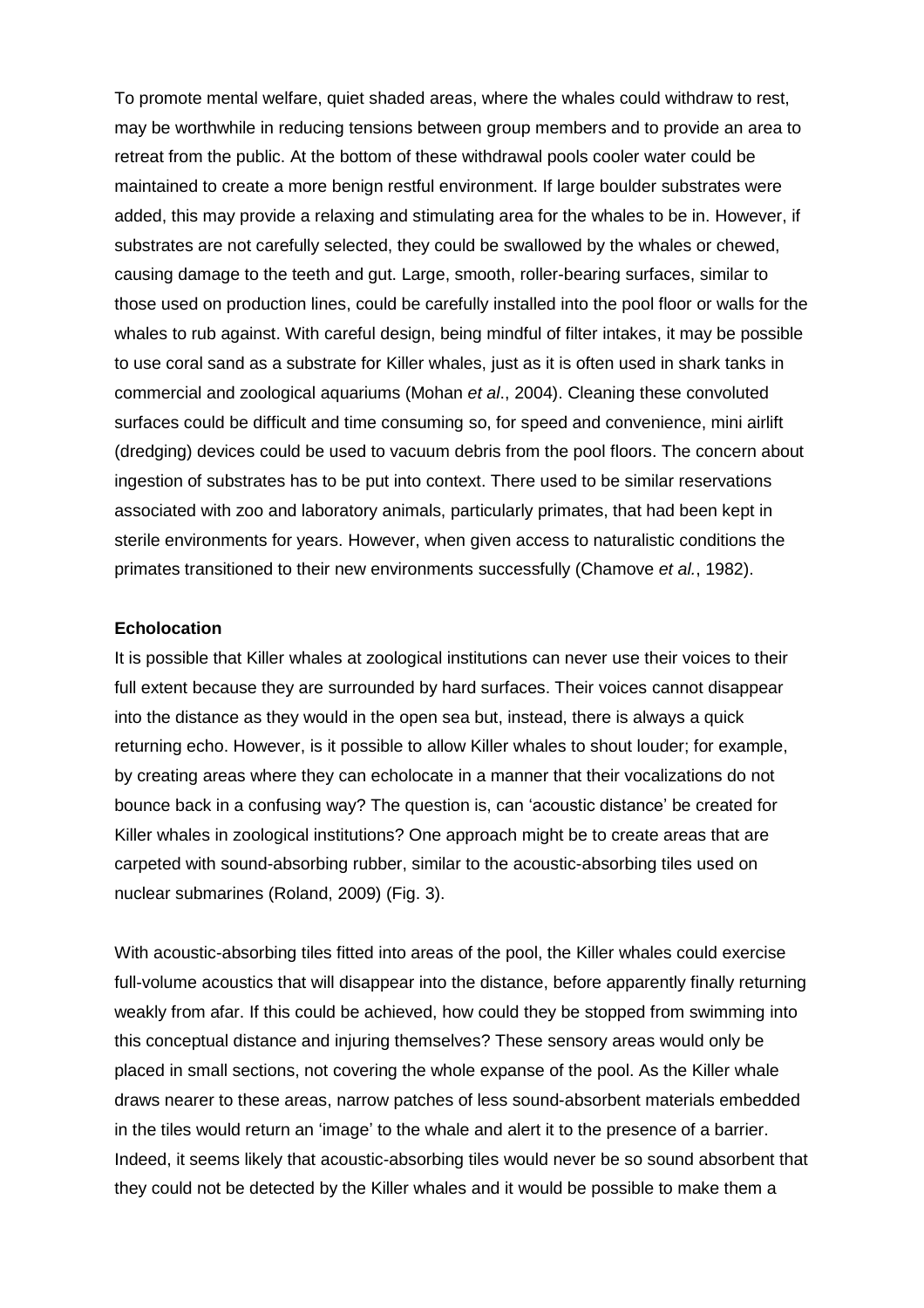To promote mental welfare, quiet shaded areas, where the whales could withdraw to rest, may be worthwhile in reducing tensions between group members and to provide an area to retreat from the public. At the bottom of these withdrawal pools cooler water could be maintained to create a more benign restful environment. If large boulder substrates were added, this may provide a relaxing and stimulating area for the whales to be in. However, if substrates are not carefully selected, they could be swallowed by the whales or chewed, causing damage to the teeth and gut. Large, smooth, roller-bearing surfaces, similar to those used on production lines, could be carefully installed into the pool floor or walls for the whales to rub against. With careful design, being mindful of filter intakes, it may be possible to use coral sand as a substrate for Killer whales, just as it is often used in shark tanks in commercial and zoological aquariums (Mohan *et al*., 2004). Cleaning these convoluted surfaces could be difficult and time consuming so, for speed and convenience, mini airlift (dredging) devices could be used to vacuum debris from the pool floors. The concern about ingestion of substrates has to be put into context. There used to be similar reservations associated with zoo and laboratory animals, particularly primates, that had been kept in sterile environments for years. However, when given access to naturalistic conditions the primates transitioned to their new environments successfully (Chamove *et al.*, 1982).

**Echolocation**

It is possible that Killer whales at zoological institutions can never use their voices to their full extent because they are surrounded by hard surfaces. Their voices cannot disappear into the distance as they would in the open sea but, instead, there is always a quick returning echo. However, is it possible to allow Killer whales to shout louder; for example, by creating areas where they can echolocate in a manner that their vocalizations do not bounce back in a confusing way? The question is, can 'acoustic distance' be created for Killer whales in zoological institutions? One approach might be to create areas that are carpeted with sound-absorbing rubber, similar to the acoustic-absorbing tiles used on nuclear submarines (Roland, 2009) (Fig. 3).

With acoustic-absorbing tiles fitted into areas of the pool, the Killer whales could exercise full-volume acoustics that will disappear into the distance, before apparently finally returning weakly from afar. If this could be achieved, how could they be stopped from swimming into this conceptual distance and injuring themselves? These sensory areas would only be placed in small sections, not covering the whole expanse of the pool. As the Killer whale draws nearer to these areas, narrow patches of less sound-absorbent materials embedded in the tiles would return an 'image' to the whale and alert it to the presence of a barrier. Indeed, it seems likely that acoustic-absorbing tiles would never be so sound absorbent that they could not be detected by the Killer whales and it would be possible to make them a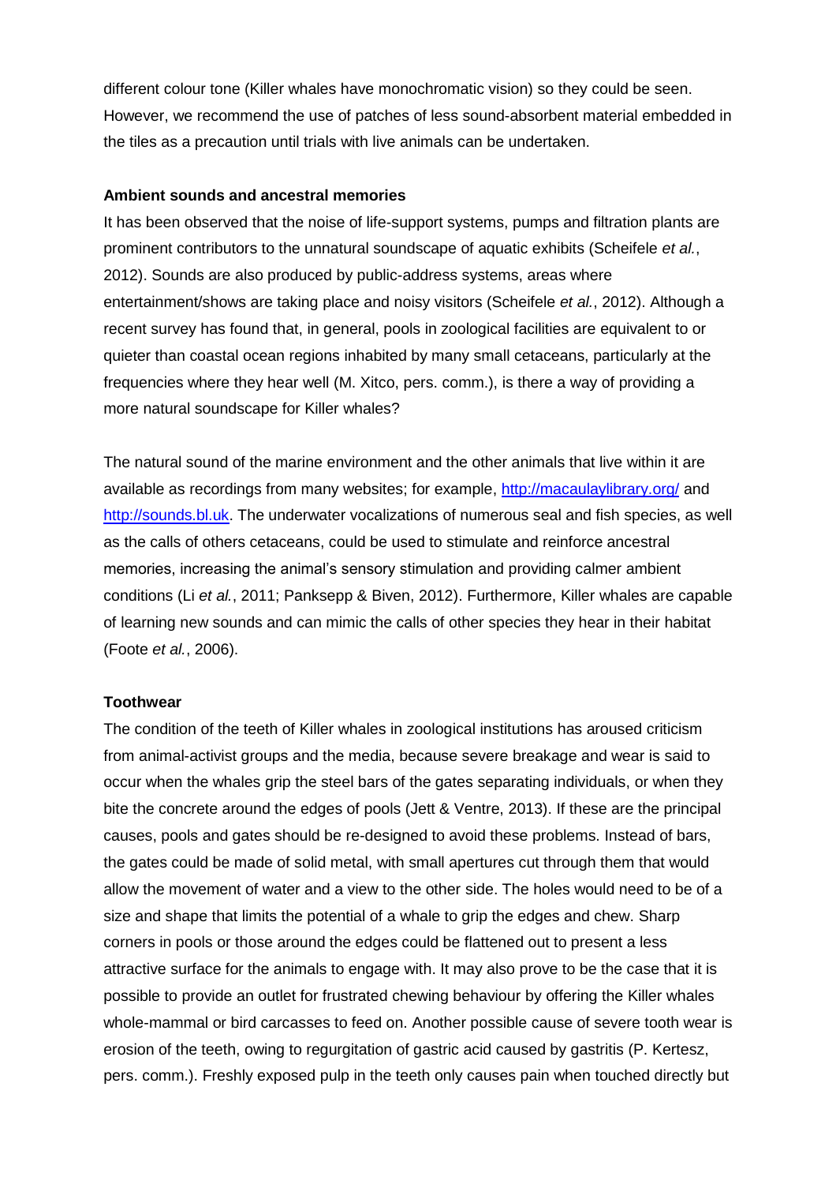different colour tone (Killer whales have monochromatic vision) so they could be seen. However, we recommend the use of patches of less sound-absorbent material embedded in the tiles as a precaution until trials with live animals can be undertaken.

**Ambient sounds and ancestral memories**

It has been observed that the noise of life-support systems, pumps and filtration plants are prominent contributors to the unnatural soundscape of aquatic exhibits (Scheifele *et al.*, 2012). Sounds are also produced by public-address systems, areas where entertainment/shows are taking place and noisy visitors (Scheifele *et al.*, 2012). Although a recent survey has found that, in general, pools in zoological facilities are equivalent to or quieter than coastal ocean regions inhabited by many small cetaceans, particularly at the frequencies where they hear well (M. Xitco, pers. comm.), is there a way of providing a more natural soundscape for Killer whales?

The natural sound of the marine environment and the other animals that live within it are available as recordings from many websites; for example, http://macaulaylibrary.org/ and http://sounds.bl.uk. The underwater vocalizations of numerous seal and fish species, as well as the calls of others cetaceans, could be used to stimulate and reinforce ancestral memories, increasing the animal's sensory stimulation and providing calmer ambient conditions (Li *et al.*, 2011; Panksepp & Biven, 2012). Furthermore, Killer whales are capable of learning new sounds and can mimic the calls of other species they hear in their habitat (Foote *et al.*, 2006).

**Toothwear**

The condition of the teeth of Killer whales in zoological institutions has aroused criticism from animal-activist groups and the media, because severe breakage and wear is said to occur when the whales grip the steel bars of the gates separating individuals, or when they bite the concrete around the edges of pools (Jett & Ventre, 2013). If these are the principal causes, pools and gates should be re-designed to avoid these problems. Instead of bars, the gates could be made of solid metal, with small apertures cut through them that would allow the movement of water and a view to the other side. The holes would need to be of a size and shape that limits the potential of a whale to grip the edges and chew. Sharp corners in pools or those around the edges could be flattened out to present a less attractive surface for the animals to engage with. It may also prove to be the case that it is possible to provide an outlet for frustrated chewing behaviour by offering the Killer whales whole-mammal or bird carcasses to feed on. Another possible cause of severe tooth wear is erosion of the teeth, owing to regurgitation of gastric acid caused by gastritis (P. Kertesz, pers. comm.). Freshly exposed pulp in the teeth only causes pain when touched directly but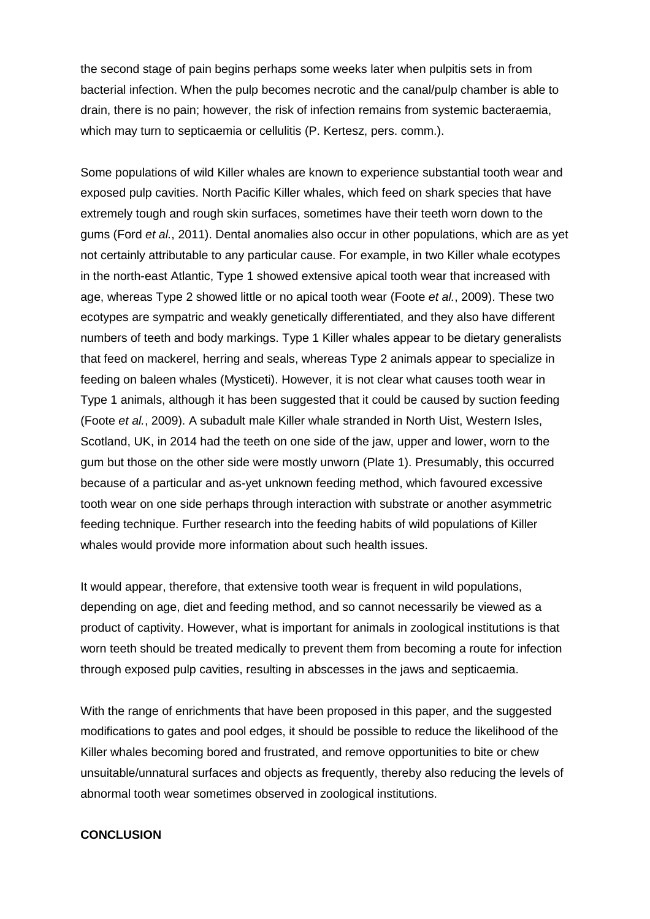the second stage of pain begins perhaps some weeks later when pulpitis sets in from bacterial infection. When the pulp becomes necrotic and the canal/pulp chamber is able to drain, there is no pain; however, the risk of infection remains from systemic bacteraemia, which may turn to septicaemia or cellulitis (P. Kertesz, pers. comm.).

Some populations of wild Killer whales are known to experience substantial tooth wear and exposed pulp cavities. North Pacific Killer whales, which feed on shark species that have extremely tough and rough skin surfaces, sometimes have their teeth worn down to the gums (Ford *et al.*, 2011). Dental anomalies also occur in other populations, which are as yet not certainly attributable to any particular cause. For example, in two Killer whale ecotypes in the north-east Atlantic, Type 1 showed extensive apical tooth wear that increased with age, whereas Type 2 showed little or no apical tooth wear (Foote *et al.*, 2009). These two ecotypes are sympatric and weakly genetically differentiated, and they also have different numbers of teeth and body markings. Type 1 Killer whales appear to be dietary generalists that feed on mackerel, herring and seals, whereas Type 2 animals appear to specialize in feeding on baleen whales (Mysticeti). However, it is not clear what causes tooth wear in Type 1 animals, although it has been suggested that it could be caused by suction feeding (Foote *et al.*, 2009). A subadult male Killer whale stranded in North Uist, Western Isles, Scotland, UK, in 2014 had the teeth on one side of the jaw, upper and lower, worn to the gum but those on the other side were mostly unworn (Plate 1). Presumably, this occurred because of a particular and as-yet unknown feeding method, which favoured excessive tooth wear on one side perhaps through interaction with substrate or another asymmetric feeding technique. Further research into the feeding habits of wild populations of Killer whales would provide more information about such health issues.

It would appear, therefore, that extensive tooth wear is frequent in wild populations, depending on age, diet and feeding method, and so cannot necessarily be viewed as a product of captivity. However, what is important for animals in zoological institutions is that worn teeth should be treated medically to prevent them from becoming a route for infection through exposed pulp cavities, resulting in abscesses in the jaws and septicaemia.

With the range of enrichments that have been proposed in this paper, and the suggested modifications to gates and pool edges, it should be possible to reduce the likelihood of the Killer whales becoming bored and frustrated, and remove opportunities to bite or chew unsuitable/unnatural surfaces and objects as frequently, thereby also reducing the levels of abnormal tooth wear sometimes observed in zoological institutions.

**CONCLUSION**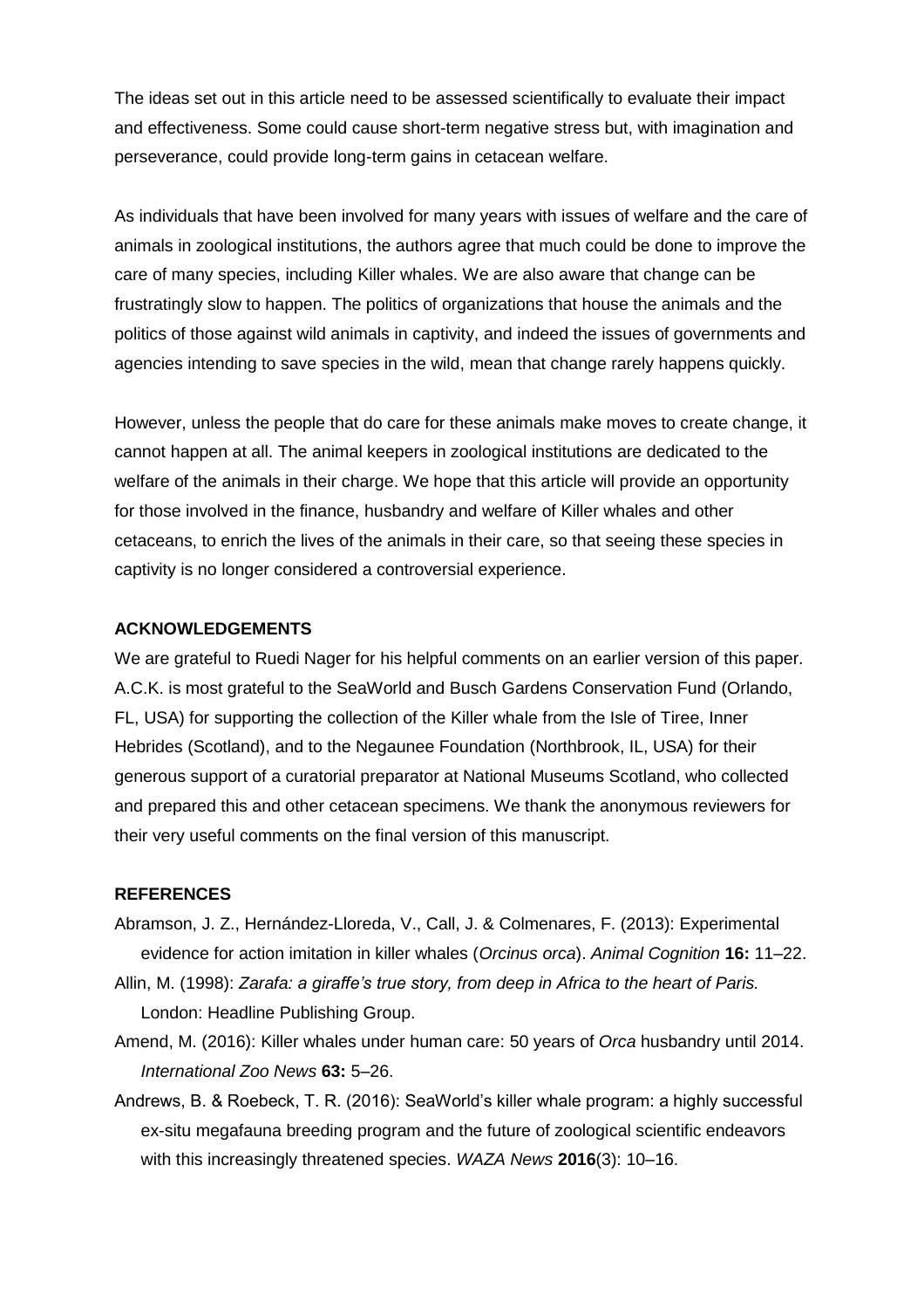The ideas set out in this article need to be assessed scientifically to evaluate their impact and effectiveness. Some could cause short-term negative stress but, with imagination and perseverance, could provide long-term gains in cetacean welfare.

As individuals that have been involved for many years with issues of welfare and the care of animals in zoological institutions, the authors agree that much could be done to improve the care of many species, including Killer whales. We are also aware that change can be frustratingly slow to happen. The politics of organizations that house the animals and the politics of those against wild animals in captivity, and indeed the issues of governments and agencies intending to save species in the wild, mean that change rarely happens quickly.

However, unless the people that do care for these animals make moves to create change, it cannot happen at all. The animal keepers in zoological institutions are dedicated to the welfare of the animals in their charge. We hope that this article will provide an opportunity for those involved in the finance, husbandry and welfare of Killer whales and other cetaceans, to enrich the lives of the animals in their care, so that seeing these species in captivity is no longer considered a controversial experience.

## ACKNOWLEDGEMENTS

We are grateful to Ruedi Nager for his helpful comments on an earlier version of this paper. A.C.K. is most grateful to the SeaWorld and Busch Gardens Conservation Fund (Orlando, FL, USA) for supporting the collection of the Killer whale from the Isle of Tiree, Inner Hebrides (Scotland), and to the Negaunee Foundation (Northbrook, IL, USA) for their generous support of a curatorial preparator at National Museums Scotland, who collected and prepared this and other cetacean specimens. We thank the anonymous reviewers for their very useful comments on the final version of this manuscript.

## REFERENCES

Abramson, J. Z., Hernández-Lloreda, V., Call, J. & Colmenares, F. (2013): Experimental evidence for action imitation in killer whales (*Orcinus orca*). *Animal Cognition* **16:** 11–22.

Allin, M. (1998): *Zarafa: a giraffe's true story, from deep in Africa to the heart of Paris.* London: Headline Publishing Group.

Amend, M. (2016): Killer whales under human care: 50 years of *Orca* husbandry until 2014. *International Zoo News* **63:** 5–26.

Andrews, B. & Roebeck, T. R. (2016): SeaWorld's killer whale program: a highly successful ex-situ megafauna breeding program and the future of zoological scientific endeavors with this increasingly threatened species. *WAZA News* **2016**(3): 10–16.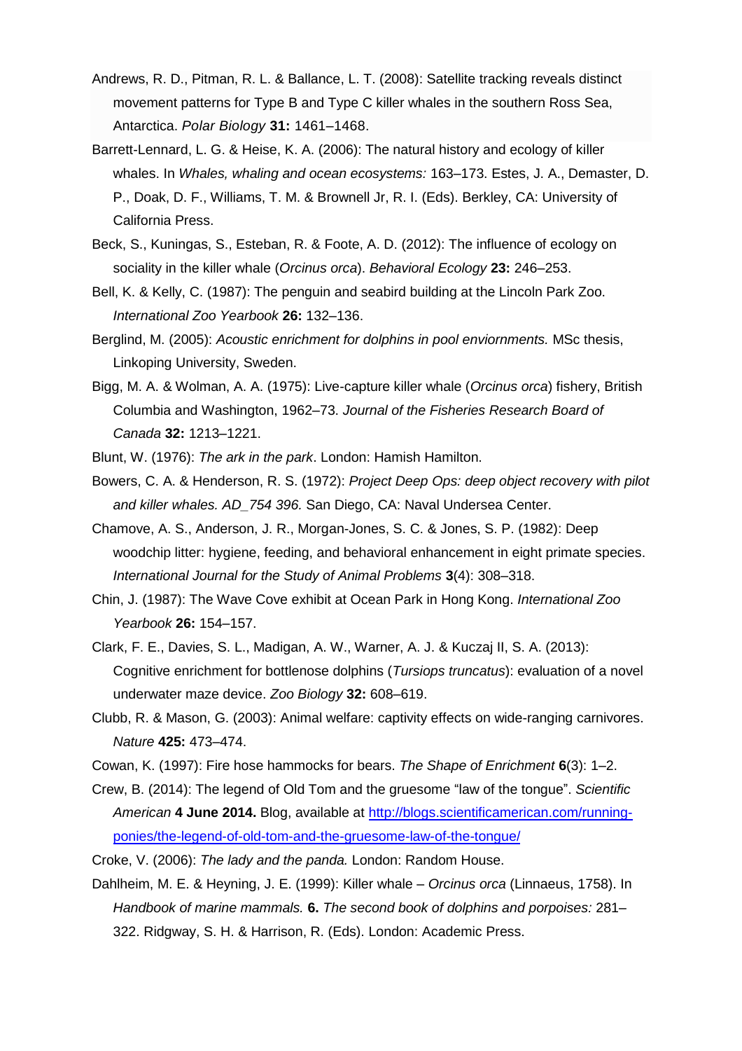Andrews, R. D., Pitman, R. L. & Ballance, L. T. (2008): Satellite tracking reveals distinct movement patterns for Type B and Type C killer whales in the southern Ross Sea, Antarctica. *Polar Biology* **31:** 1461–1468.

Barrett-Lennard, L. G. & Heise, K. A. (2006): The natural history and ecology of killer whales. In *Whales, whaling and ocean ecosystems:* 163–173. Estes, J. A., Demaster, D. P., Doak, D. F., Williams, T. M. & Brownell Jr, R. I. (Eds). Berkley, CA: University of California Press.

Beck, S., Kuningas, S., Esteban, R. & Foote, A. D. (2012): The influence of ecology on sociality in the killer whale (*Orcinus orca*). *Behavioral Ecology* **23:** 246–253.

Bell, K. & Kelly, C. (1987): The penguin and seabird building at the Lincoln Park Zoo. *International Zoo Yearbook* **26:** 132–136.

Berglind, M. (2005): *Acoustic enrichment for dolphins in pool enviornments.* MSc thesis, Linkoping University, Sweden.

Bigg, M. A. & Wolman, A. A. (1975): Live-capture killer whale (*Orcinus orca*) fishery, British Columbia and Washington, 1962–73. *Journal of the Fisheries Research Board of Canada* **32:** 1213–1221.

Blunt, W. (1976): *The ark in the park*. London: Hamish Hamilton.

Bowers, C. A. & Henderson, R. S. (1972): *Project Deep Ops: deep object recovery with pilot and killer whales. AD_754 396.* San Diego, CA: Naval Undersea Center.

Chamove, A. S., Anderson, J. R., Morgan-Jones, S. C. & Jones, S. P. (1982): Deep woodchip litter: hygiene, feeding, and behavioral enhancement in eight primate species. *International Journal for the Study of Animal Problems* **3**(4): 308–318.

Chin, J. (1987): The Wave Cove exhibit at Ocean Park in Hong Kong. *International Zoo Yearbook* **26:** 154–157.

Clark, F. E., Davies, S. L., Madigan, A. W., Warner, A. J. & Kuczaj II, S. A. (2013): Cognitive enrichment for bottlenose dolphins (*Tursiops truncatus*): evaluation of a novel underwater maze device. *Zoo Biology* **32:** 608–619.

Clubb, R. & Mason, G. (2003): Animal welfare: captivity effects on wide-ranging carnivores. *Nature* **425:** 473–474.

Cowan, K. (1997): Fire hose hammocks for bears. *The Shape of Enrichment* **6**(3): 1–2.

Crew, B. (2014): The legend of Old Tom and the gruesome "law of the tongue". *Scientific American* **4 June 2014.** Blog, available at [http://blogs.scientificamerican.com/running-ponies/the-legend-of-old-tom-and-the-gruesome-law-of-the-tongue/](http://blogs.scientificamerican.com/running-ponies/the-legend-of-old-tom-and-the-gruesome-law-of-the-tongue/)

Croke, V. (2006): *The lady and the panda.* London: Random House.

Dahlheim, M. E. & Heyning, J. E. (1999): Killer whale – *Orcinus orca* (Linnaeus, 1758). In *Handbook of marine mammals.* **6.** *The second book of dolphins and porpoises:* 281–322. Ridgway, S. H. & Harrison, R. (Eds). London: Academic Press.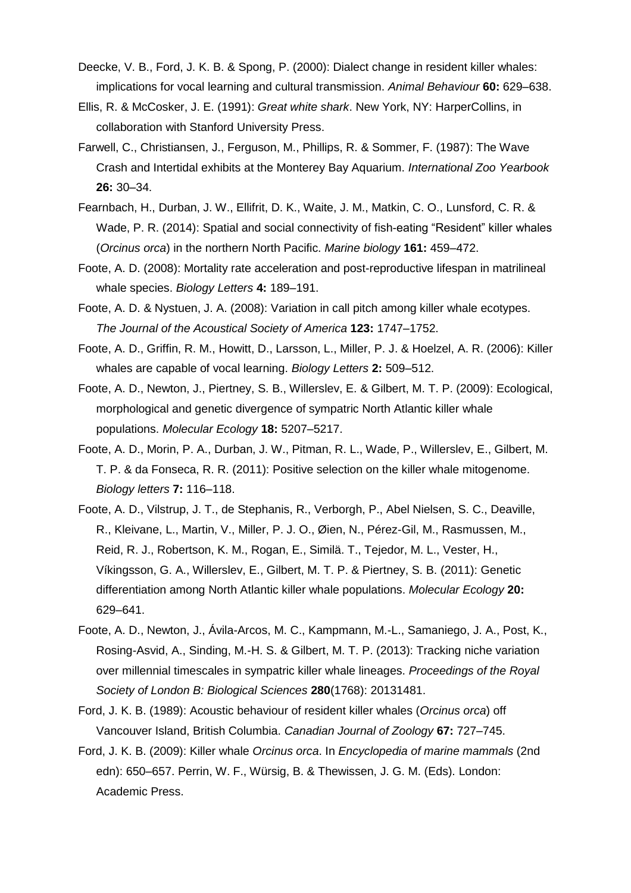Deecke, V. B., Ford, J. K. B. & Spong, P. (2000): Dialect change in resident killer whales: implications for vocal learning and cultural transmission. *Animal Behaviour* **60:** 629–638.

Ellis, R. & McCosker, J. E. (1991): *Great white shark*. New York, NY: HarperCollins, in collaboration with Stanford University Press.

Farwell, C., Christiansen, J., Ferguson, M., Phillips, R. & Sommer, F. (1987): The Wave Crash and Intertidal exhibits at the Monterey Bay Aquarium. *International Zoo Yearbook* **26:** 30–34.

Fearnbach, H., Durban, J. W., Ellifrit, D. K., Waite, J. M., Matkin, C. O., Lunsford, C. R. & Wade, P. R. (2014): Spatial and social connectivity of fish-eating "Resident" killer whales (*Orcinus orca*) in the northern North Pacific. *Marine biology* **161:** 459–472.

Foote, A. D. (2008): Mortality rate acceleration and post-reproductive lifespan in matrilineal whale species. *Biology Letters* **4:** 189–191.

Foote, A. D. & Nystuen, J. A. (2008): Variation in call pitch among killer whale ecotypes. *The Journal of the Acoustical Society of America* **123:** 1747–1752.

Foote, A. D., Griffin, R. M., Howitt, D., Larsson, L., Miller, P. J. & Hoelzel, A. R. (2006): Killer whales are capable of vocal learning. *Biology Letters* **2:** 509–512.

Foote, A. D., Newton, J., Piertney, S. B., Willerslev, E. & Gilbert, M. T. P. (2009): Ecological, morphological and genetic divergence of sympatric North Atlantic killer whale populations. *Molecular Ecology* **18:** 5207–5217.

Foote, A. D., Morin, P. A., Durban, J. W., Pitman, R. L., Wade, P., Willerslev, E., Gilbert, M. T. P. & da Fonseca, R. R. (2011): Positive selection on the killer whale mitogenome. *Biology letters* **7:** 116–118.

Foote, A. D., Vilstrup, J. T., de Stephanis, R., Verborgh, P., Abel Nielsen, S. C., Deaville, R., Kleivane, L., Martin, V., Miller, P. J. O., Øien, N., Pérez-Gil, M., Rasmussen, M., Reid, R. J., Robertson, K. M., Rogan, E., Similä. T., Tejedor, M. L., Vester, H., Víkingsson, G. A., Willerslev, E., Gilbert, M. T. P. & Piertney, S. B. (2011): Genetic differentiation among North Atlantic killer whale populations. *Molecular Ecology* **20:** 629–641.

Foote, A. D., Newton, J., Ávila-Arcos, M. C., Kampmann, M.-L., Samaniego, J. A., Post, K., Rosing-Asvid, A., Sinding, M.-H. S. & Gilbert, M. T. P. (2013): Tracking niche variation over millennial timescales in sympatric killer whale lineages. *Proceedings of the Royal Society of London B: Biological Sciences* **280**(1768): 20131481.

Ford, J. K. B. (1989): Acoustic behaviour of resident killer whales (*Orcinus orca*) off Vancouver Island, British Columbia. *Canadian Journal of Zoology* **67:** 727–745.

Ford, J. K. B. (2009): Killer whale *Orcinus orca*. In *Encyclopedia of marine mammals* (2nd edn): 650–657. Perrin, W. F., Würsig, B. & Thewissen, J. G. M. (Eds). London: Academic Press.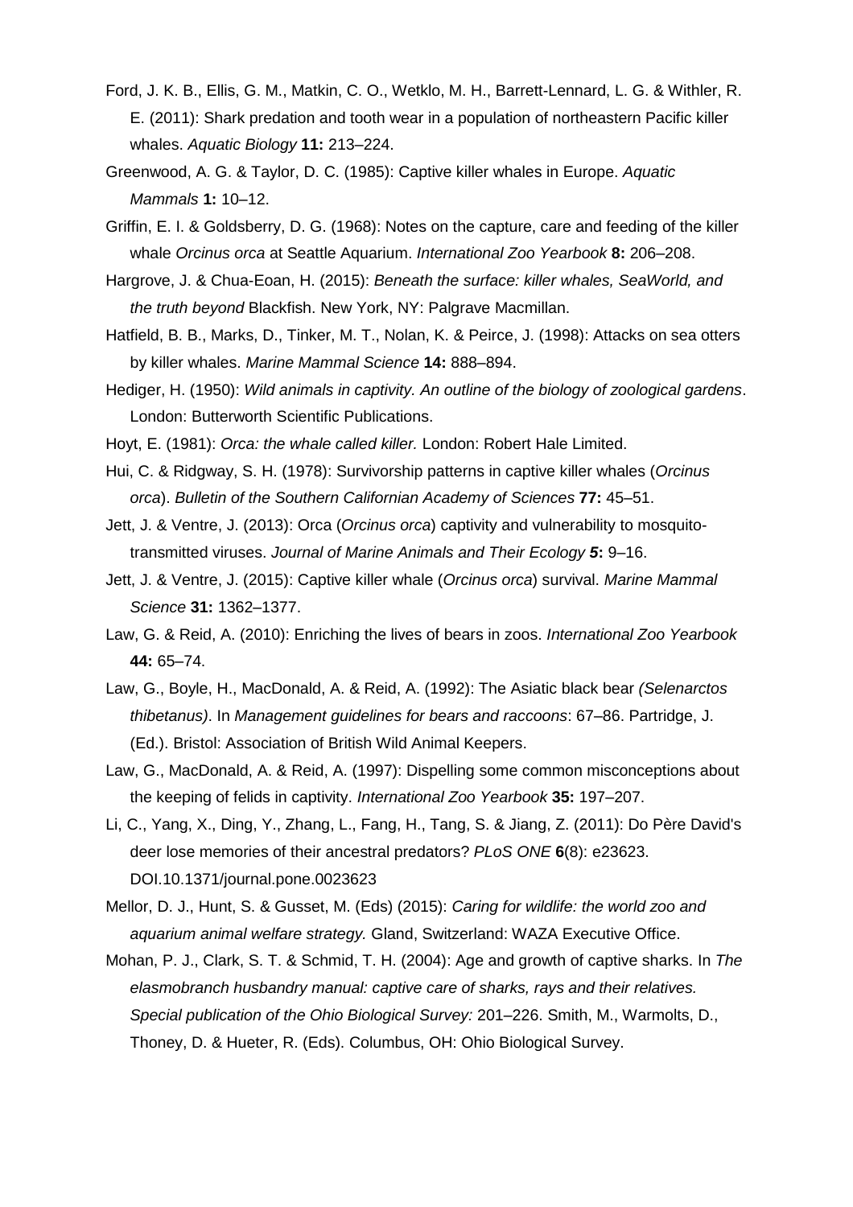Ford, J. K. B., Ellis, G. M., Matkin, C. O., Wetklo, M. H., Barrett-Lennard, L. G. & Withler, R. E. (2011): Shark predation and tooth wear in a population of northeastern Pacific killer whales. *Aquatic Biology* **11:** 213–224.

Greenwood, A. G. & Taylor, D. C. (1985): Captive killer whales in Europe. *Aquatic Mammals* **1:** 10–12.

Griffin, E. I. & Goldsberry, D. G. (1968): Notes on the capture, care and feeding of the killer whale *Orcinus orca* at Seattle Aquarium. *International Zoo Yearbook* **8:** 206–208.

Hargrove, J. & Chua-Eoan, H. (2015): *Beneath the surface: killer whales, SeaWorld, and the truth beyond* Blackfish. New York, NY: Palgrave Macmillan.

Hatfield, B. B., Marks, D., Tinker, M. T., Nolan, K. & Peirce, J. (1998): Attacks on sea otters by killer whales. *Marine Mammal Science* **14:** 888–894.

Hediger, H. (1950): *Wild animals in captivity. An outline of the biology of zoological gardens*. London: Butterworth Scientific Publications.

Hoyt, E. (1981): *Orca: the whale called killer.* London: Robert Hale Limited.

Hui, C. & Ridgway, S. H. (1978): Survivorship patterns in captive killer whales (*Orcinus orca*). *Bulletin of the Southern Californian Academy of Sciences* **77:** 45–51.

Jett, J. & Ventre, J. (2013): Orca (*Orcinus orca*) captivity and vulnerability to mosquito-transmitted viruses. *Journal of Marine Animals and Their Ecology **5*:** 9–16.

Jett, J. & Ventre, J. (2015): Captive killer whale (*Orcinus orca*) survival. *Marine Mammal Science* **31:** 1362–1377.

Law, G. & Reid, A. (2010): Enriching the lives of bears in zoos. *International Zoo Yearbook* **44:** 65–74.

Law, G., Boyle, H., MacDonald, A. & Reid, A. (1992): The Asiatic black bear *(Selenarctos thibetanus)*. In *Management guidelines for bears and raccoons*: 67–86. Partridge, J. (Ed.). Bristol: Association of British Wild Animal Keepers.

Law, G., MacDonald, A. & Reid, A. (1997): Dispelling some common misconceptions about the keeping of felids in captivity. *International Zoo Yearbook* **35:** 197–207.

Li, C., Yang, X., Ding, Y., Zhang, L., Fang, H., Tang, S. & Jiang, Z. (2011): Do Père David's deer lose memories of their ancestral predators? *PLoS ONE* **6**(8): e23623. DOI.10.1371/journal.pone.0023623

Mellor, D. J., Hunt, S. & Gusset, M. (Eds) (2015): *Caring for wildlife: the world zoo and aquarium animal welfare strategy.* Gland, Switzerland: WAZA Executive Office.

Mohan, P. J., Clark, S. T. & Schmid, T. H. (2004): Age and growth of captive sharks. In *The elasmobranch husbandry manual: captive care of sharks, rays and their relatives. Special publication of the Ohio Biological Survey:* 201–226. Smith, M., Warmolts, D., Thoney, D. & Hueter, R. (Eds). Columbus, OH: Ohio Biological Survey.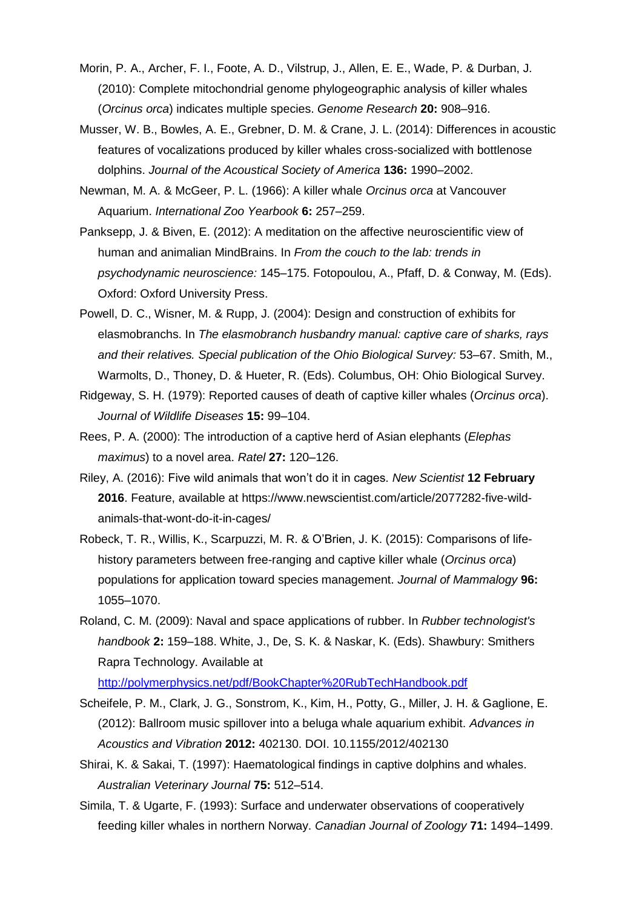Morin, P. A., Archer, F. I., Foote, A. D., Vilstrup, J., Allen, E. E., Wade, P. & Durban, J. (2010): Complete mitochondrial genome phylogeographic analysis of killer whales (*Orcinus orca*) indicates multiple species. *Genome Research* **20:** 908–916.

Musser, W. B., Bowles, A. E., Grebner, D. M. & Crane, J. L. (2014): Differences in acoustic features of vocalizations produced by killer whales cross-socialized with bottlenose dolphins. *Journal of the Acoustical Society of America* **136:** 1990–2002.

Newman, M. A. & McGeer, P. L. (1966): A killer whale *Orcinus orca* at Vancouver Aquarium. *International Zoo Yearbook* **6:** 257–259.

Panksepp, J. & Biven, E. (2012): A meditation on the affective neuroscientific view of human and animalian MindBrains. In *From the couch to the lab: trends in psychodynamic neuroscience:* 145–175. Fotopoulou, A., Pfaff, D. & Conway, M. (Eds). Oxford: Oxford University Press.

Powell, D. C., Wisner, M. & Rupp, J. (2004): Design and construction of exhibits for elasmobranchs. In *The elasmobranch husbandry manual: captive care of sharks, rays and their relatives. Special publication of the Ohio Biological Survey:* 53–67. Smith, M., Warmolts, D., Thoney, D. & Hueter, R. (Eds). Columbus, OH: Ohio Biological Survey.

Ridgeway, S. H. (1979): Reported causes of death of captive killer whales (*Orcinus orca*). *Journal of Wildlife Diseases* **15:** 99–104.

Rees, P. A. (2000): The introduction of a captive herd of Asian elephants (*Elephas maximus*) to a novel area. *Ratel* **27:** 120–126.

Riley, A. (2016): Five wild animals that won't do it in cages. *New Scientist* **12 February 2016**. Feature, available at https://www.newscientist.com/article/2077282-five-wild-animals-that-wont-do-it-in-cages/

Robeck, T. R., Willis, K., Scarpuzzi, M. R. & O'Brien, J. K. (2015): Comparisons of life-history parameters between free-ranging and captive killer whale (*Orcinus orca*) populations for application toward species management. *Journal of Mammalogy* **96:** 1055–1070.

Roland, C. M. (2009): Naval and space applications of rubber. In *Rubber technologist's handbook* **2:** 159–188. White, J., De, S. K. & Naskar, K. (Eds). Shawbury: Smithers Rapra Technology. Available at http://polymerphysics.net/pdf/BookChapter%20RubTechHandbook.pdf

Scheifele, P. M., Clark, J. G., Sonstrom, K., Kim, H., Potty, G., Miller, J. H. & Gaglione, E. (2012): Ballroom music spillover into a beluga whale aquarium exhibit. *Advances in Acoustics and Vibration* **2012:** 402130. DOI. 10.1155/2012/402130

Shirai, K. & Sakai, T. (1997): Haematological findings in captive dolphins and whales. *Australian Veterinary Journal* **75:** 512–514.

Simila, T. & Ugarte, F. (1993): Surface and underwater observations of cooperatively feeding killer whales in northern Norway. *Canadian Journal of Zoology* **71:** 1494–1499.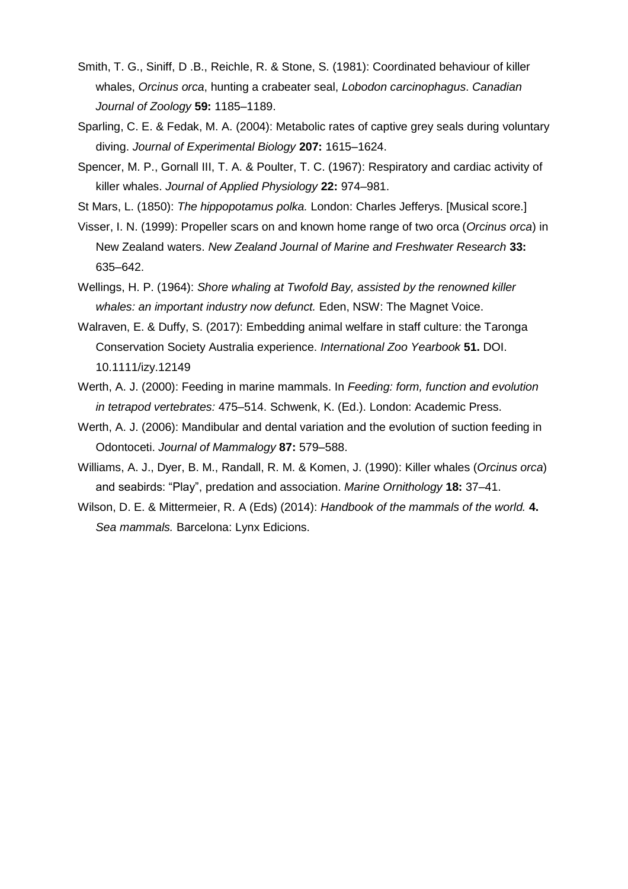Smith, T. G., Siniff, D .B., Reichle, R. & Stone, S. (1981): Coordinated behaviour of killer whales, *Orcinus orca*, hunting a crabeater seal, *Lobodon carcinophagus*. *Canadian Journal of Zoology* **59:** 1185–1189.

Sparling, C. E. & Fedak, M. A. (2004): Metabolic rates of captive grey seals during voluntary diving. *Journal of Experimental Biology* **207:** 1615–1624.

Spencer, M. P., Gornall III, T. A. & Poulter, T. C. (1967): Respiratory and cardiac activity of killer whales. *Journal of Applied Physiology* **22:** 974–981.

St Mars, L. (1850): *The hippopotamus polka.* London: Charles Jefferys. [Musical score.]

Visser, I. N. (1999): Propeller scars on and known home range of two orca (*Orcinus orca*) in New Zealand waters. *New Zealand Journal of Marine and Freshwater Research* **33:** 635–642.

Wellings, H. P. (1964): *Shore whaling at Twofold Bay, assisted by the renowned killer whales: an important industry now defunct.* Eden, NSW: The Magnet Voice.

Walraven, E. & Duffy, S. (2017): Embedding animal welfare in staff culture: the Taronga Conservation Society Australia experience. *International Zoo Yearbook* **51.** DOI. 10.1111/izy.12149

Werth, A. J. (2000): Feeding in marine mammals. In *Feeding: form, function and evolution in tetrapod vertebrates:* 475–514. Schwenk, K. (Ed.). London: Academic Press.

Werth, A. J. (2006): Mandibular and dental variation and the evolution of suction feeding in Odontoceti. *Journal of Mammalogy* **87:** 579–588.

Williams, A. J., Dyer, B. M., Randall, R. M. & Komen, J. (1990): Killer whales (*Orcinus orca*) and seabirds: "Play", predation and association. *Marine Ornithology* **18:** 37–41.

Wilson, D. E. & Mittermeier, R. A (Eds) (2014): *Handbook of the mammals of the world.* **4.** *Sea mammals.* Barcelona: Lynx Edicions.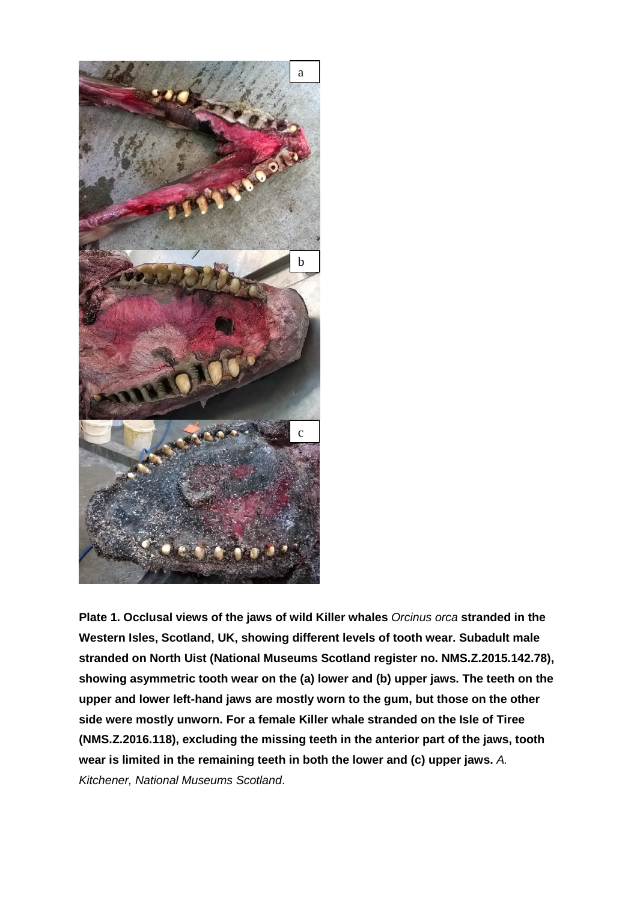**Plate 1. Occlusal views of the jaws of wild Killer whales** *Orcinus orca* **stranded in the Western Isles, Scotland, UK, showing different levels of tooth wear. Subadult male stranded on North Uist (National Museums Scotland register no. NMS.Z.2015.142.78), showing asymmetric tooth wear on the (a) lower and (b) upper jaws. The teeth on the upper and lower left-hand jaws are mostly worn to the gum, but those on the other side were mostly unworn. For a female Killer whale stranded on the Isle of Tiree (NMS.Z.2016.118), excluding the missing teeth in the anterior part of the jaws, tooth wear is limited in the remaining teeth in both the lower and (c) upper jaws.** *A. Kitchener, National Museums Scotland*.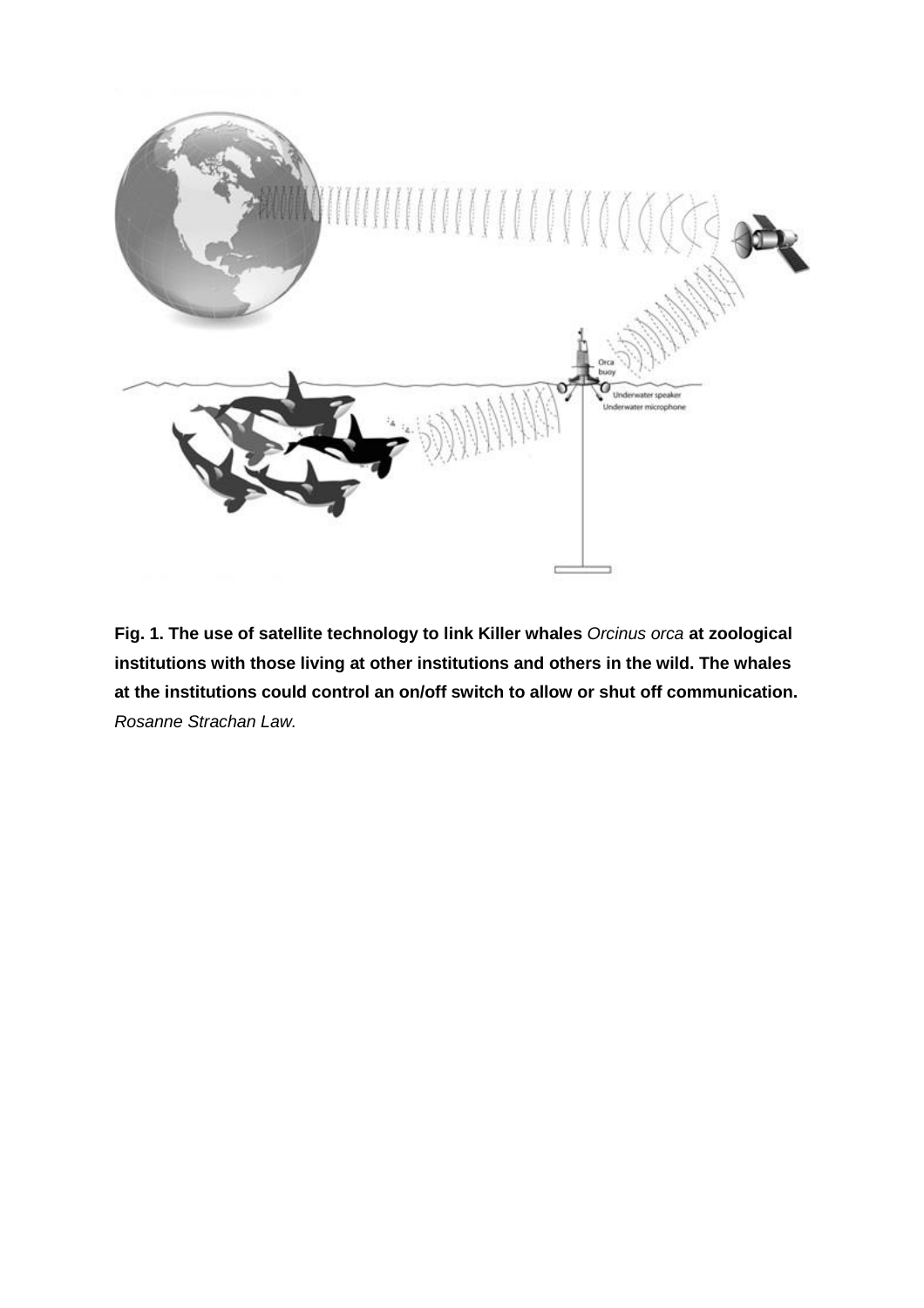**Fig. 1. The use of satellite technology to link Killer whales** *Orcinus orca* **at zoological institutions with those living at other institutions and others in the wild. The whales at the institutions could control an on/off switch to allow or shut off communication.** *Rosanne Strachan Law.*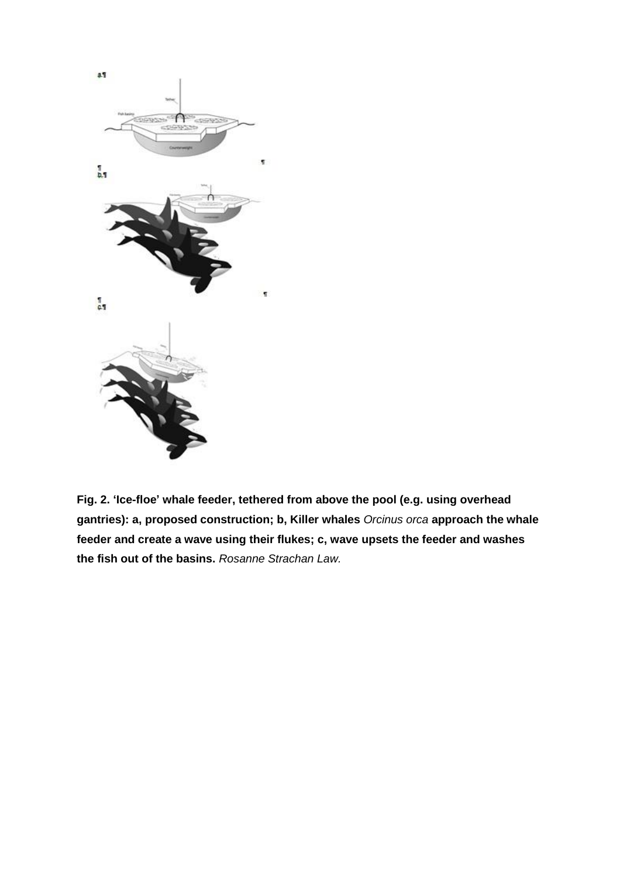**Fig. 2. 'Ice-floe' whale feeder, tethered from above the pool (e.g. using overhead gantries): a, proposed construction; b, Killer whales** *Orcinus orca* **approach the whale feeder and create a wave using their flukes; c, wave upsets the feeder and washes the fish out of the basins.** *Rosanne Strachan Law.*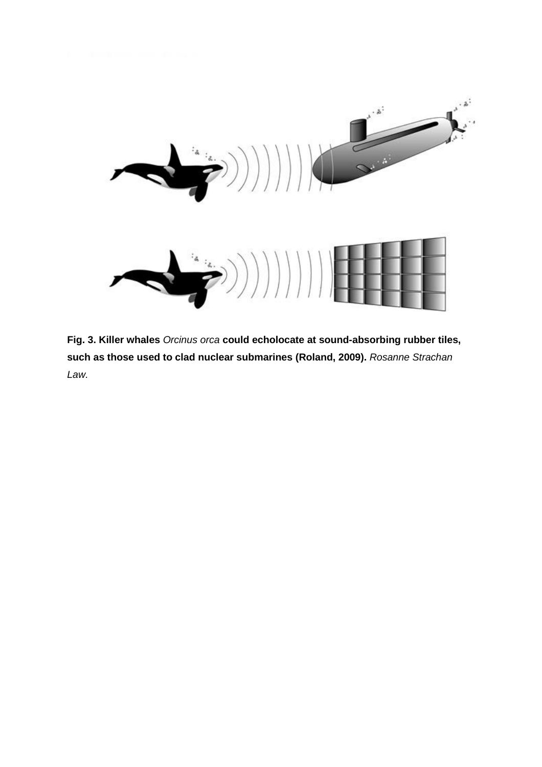**Fig. 3. Killer whales** *Orcinus orca* **could echolocate at sound-absorbing rubber tiles, such as those used to clad nuclear submarines (Roland, 2009).** *Rosanne Strachan Law.*